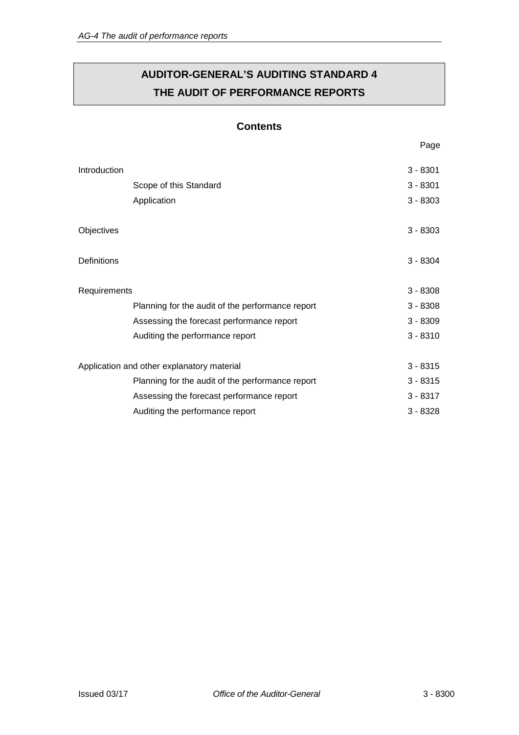# AUDITOR-GENERAL'S AUDITING STANDARD 4
# THE AUDIT OF PERFORMANCE REPORTS

## Contents

| | Page |
|---|---|
| Introduction | 3 - 8301 |
| Scope of this Standard | 3 - 8301 |
| Application | 3 - 8303 |
| Objectives | 3 - 8303 |
| Definitions | 3 - 8304 |
| Requirements | 3 - 8308 |
| Planning for the audit of the performance report | 3 - 8308 |
| Assessing the forecast performance report | 3 - 8309 |
| Auditing the performance report | 3 - 8310 |
| Application and other explanatory material | 3 - 8315 |
| Planning for the audit of the performance report | 3 - 8315 |
| Assessing the forecast performance report | 3 - 8317 |
| Auditing the performance report | 3 - 8328 |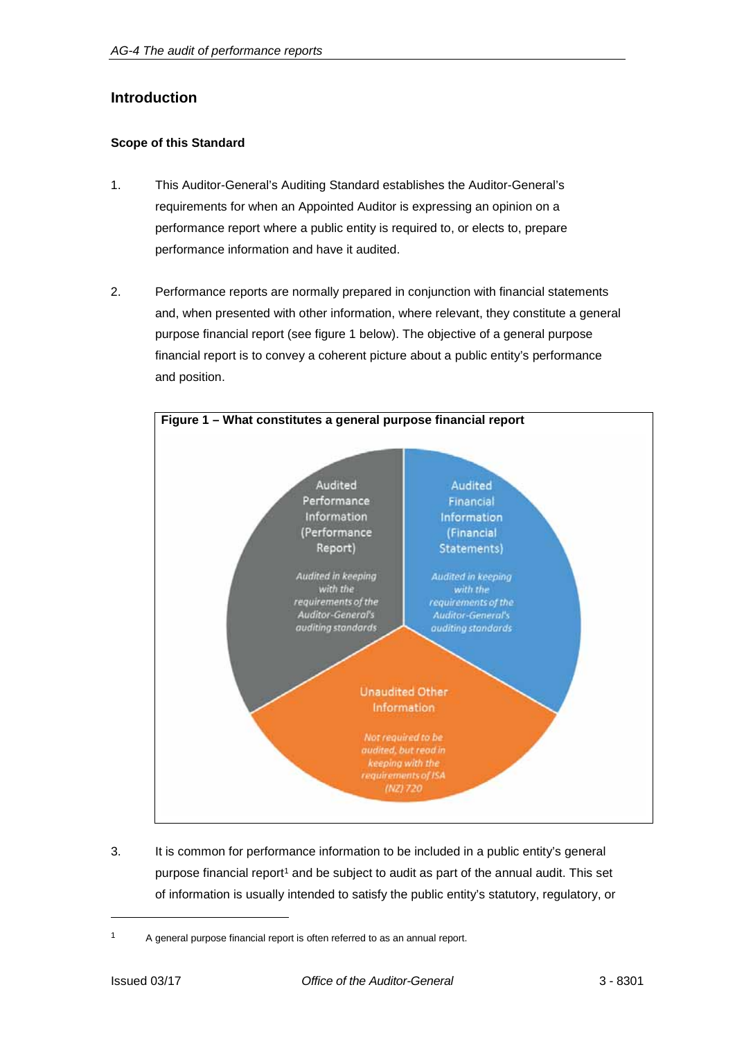## Introduction

### Scope of this Standard

1. This Auditor-General's Auditing Standard establishes the Auditor-General's requirements for when an Appointed Auditor is expressing an opinion on a performance report where a public entity is required to, or elects to, prepare performance information and have it audited.

2. Performance reports are normally prepared in conjunction with financial statements and, when presented with other information, where relevant, they constitute a general purpose financial report (see figure 1 below). The objective of a general purpose financial report is to convey a coherent picture about a public entity's performance and position.

**Figure 1 – What constitutes a general purpose financial report**

3. It is common for performance information to be included in a public entity's general purpose financial report[1] and be subject to audit as part of the annual audit. This set of information is usually intended to satisfy the public entity's statutory, regulatory, or

[1] A general purpose financial report is often referred to as an annual report.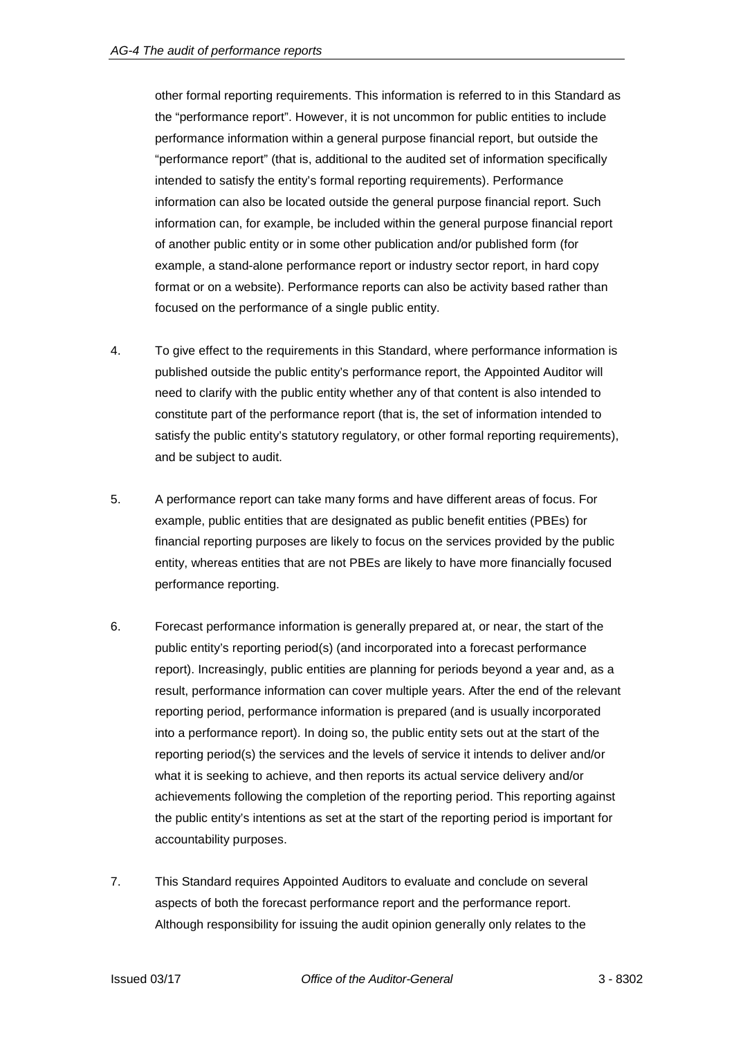other formal reporting requirements. This information is referred to in this Standard as the "performance report". However, it is not uncommon for public entities to include performance information within a general purpose financial report, but outside the "performance report" (that is, additional to the audited set of information specifically intended to satisfy the entity's formal reporting requirements). Performance information can also be located outside the general purpose financial report. Such information can, for example, be included within the general purpose financial report of another public entity or in some other publication and/or published form (for example, a stand-alone performance report or industry sector report, in hard copy format or on a website). Performance reports can also be activity based rather than focused on the performance of a single public entity.

4. To give effect to the requirements in this Standard, where performance information is published outside the public entity's performance report, the Appointed Auditor will need to clarify with the public entity whether any of that content is also intended to constitute part of the performance report (that is, the set of information intended to satisfy the public entity's statutory regulatory, or other formal reporting requirements), and be subject to audit.

5. A performance report can take many forms and have different areas of focus. For example, public entities that are designated as public benefit entities (PBEs) for financial reporting purposes are likely to focus on the services provided by the public entity, whereas entities that are not PBEs are likely to have more financially focused performance reporting.

6. Forecast performance information is generally prepared at, or near, the start of the public entity's reporting period(s) (and incorporated into a forecast performance report). Increasingly, public entities are planning for periods beyond a year and, as a result, performance information can cover multiple years. After the end of the relevant reporting period, performance information is prepared (and is usually incorporated into a performance report). In doing so, the public entity sets out at the start of the reporting period(s) the services and the levels of service it intends to deliver and/or what it is seeking to achieve, and then reports its actual service delivery and/or achievements following the completion of the reporting period. This reporting against the public entity's intentions as set at the start of the reporting period is important for accountability purposes.

7. This Standard requires Appointed Auditors to evaluate and conclude on several aspects of both the forecast performance report and the performance report. Although responsibility for issuing the audit opinion generally only relates to the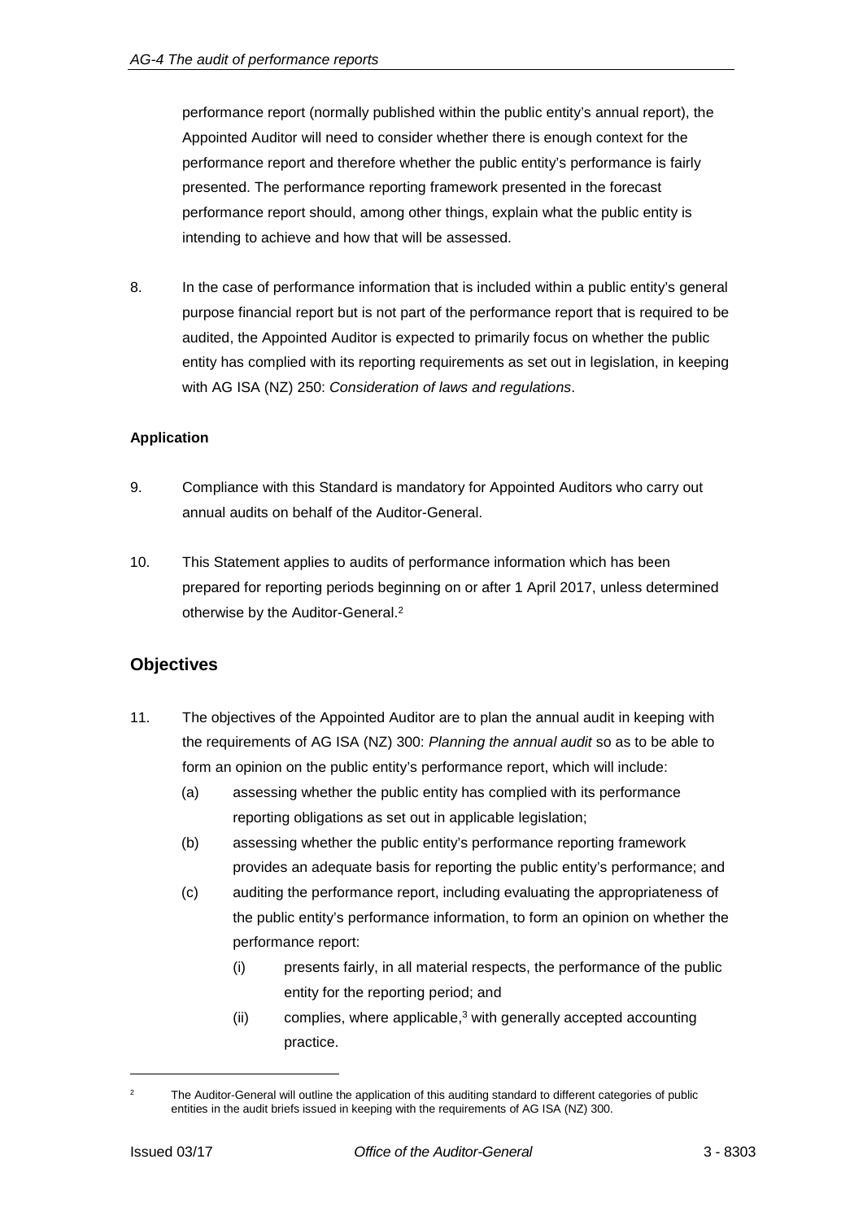performance report (normally published within the public entity's annual report), the Appointed Auditor will need to consider whether there is enough context for the performance report and therefore whether the public entity's performance is fairly presented. The performance reporting framework presented in the forecast performance report should, among other things, explain what the public entity is intending to achieve and how that will be assessed.

8. In the case of performance information that is included within a public entity's general purpose financial report but is not part of the performance report that is required to be audited, the Appointed Auditor is expected to primarily focus on whether the public entity has complied with its reporting requirements as set out in legislation, in keeping with AG ISA (NZ) 250: *Consideration of laws and regulations*.

**Application**

9. Compliance with this Standard is mandatory for Appointed Auditors who carry out annual audits on behalf of the Auditor-General.

10. This Statement applies to audits of performance information which has been prepared for reporting periods beginning on or after 1 April 2017, unless determined otherwise by the Auditor-General.[2]

## Objectives

11. The objectives of the Appointed Auditor are to plan the annual audit in keeping with the requirements of AG ISA (NZ) 300: *Planning the annual audit* so as to be able to form an opinion on the public entity's performance report, which will include:
    (a) assessing whether the public entity has complied with its performance reporting obligations as set out in applicable legislation;
    (b) assessing whether the public entity's performance reporting framework provides an adequate basis for reporting the public entity's performance; and
    (c) auditing the performance report, including evaluating the appropriateness of the public entity's performance information, to form an opinion on whether the performance report:
        (i) presents fairly, in all material respects, the performance of the public entity for the reporting period; and
        (ii) complies, where applicable,[3] with generally accepted accounting practice.

---

[2] The Auditor-General will outline the application of this auditing standard to different categories of public entities in the audit briefs issued in keeping with the requirements of AG ISA (NZ) 300.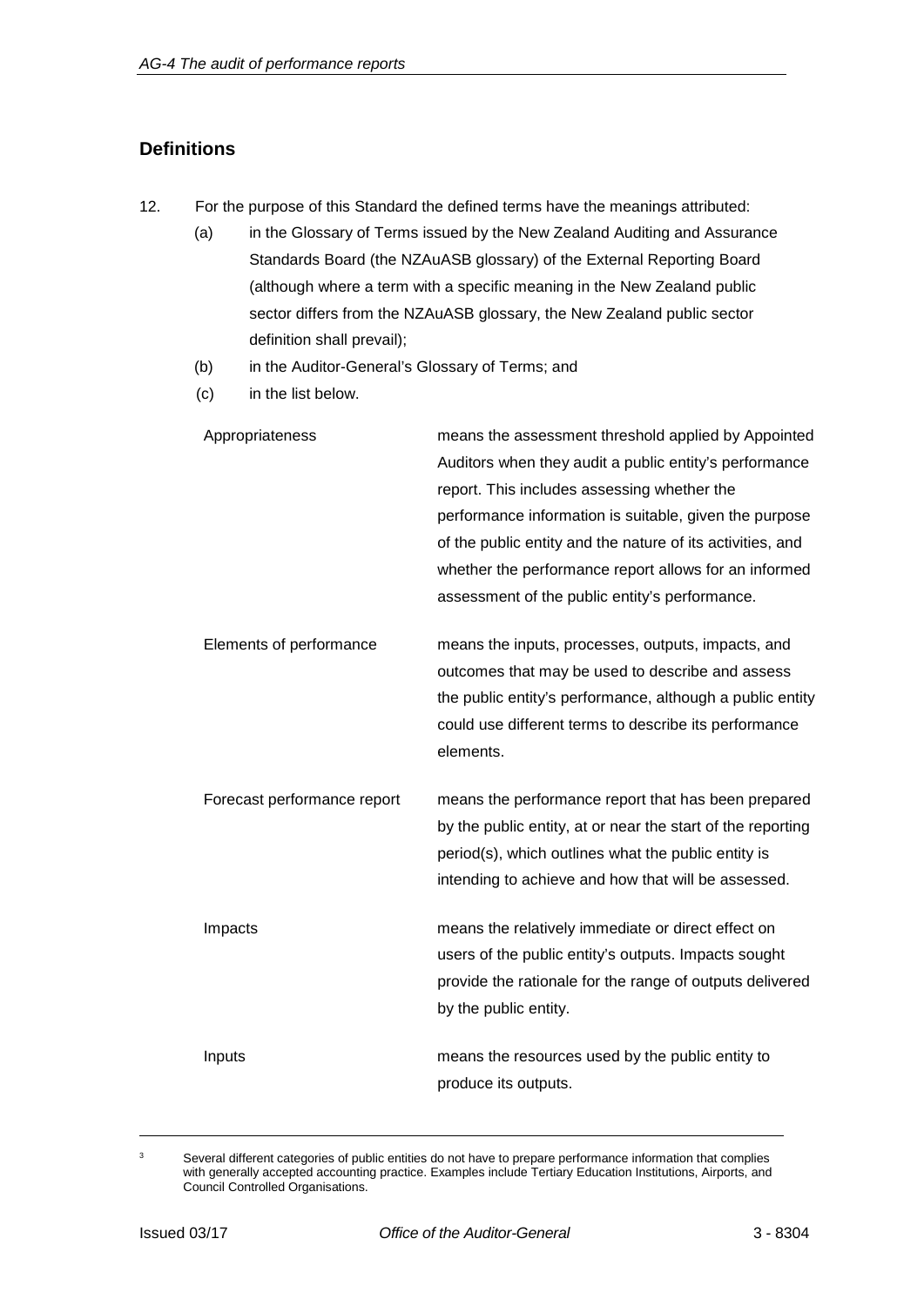## Definitions

12. For the purpose of this Standard the defined terms have the meanings attributed:

    (a) in the Glossary of Terms issued by the New Zealand Auditing and Assurance Standards Board (the NZAuASB glossary) of the External Reporting Board (although where a term with a specific meaning in the New Zealand public sector differs from the NZAuASB glossary, the New Zealand public sector definition shall prevail);

    (b) in the Auditor-General's Glossary of Terms; and

    (c) in the list below.

| | |
|---|---|
| Appropriateness | means the assessment threshold applied by Appointed Auditors when they audit a public entity's performance report. This includes assessing whether the performance information is suitable, given the purpose of the public entity and the nature of its activities, and whether the performance report allows for an informed assessment of the public entity's performance. |
| Elements of performance | means the inputs, processes, outputs, impacts, and outcomes that may be used to describe and assess the public entity's performance, although a public entity could use different terms to describe its performance elements. |
| Forecast performance report | means the performance report that has been prepared by the public entity, at or near the start of the reporting period(s), which outlines what the public entity is intending to achieve and how that will be assessed. |
| Impacts | means the relatively immediate or direct effect on users of the public entity's outputs. Impacts sought provide the rationale for the range of outputs delivered by the public entity. |
| Inputs | means the resources used by the public entity to produce its outputs. |

---

[3] Several different categories of public entities do not have to prepare performance information that complies with generally accepted accounting practice. Examples include Tertiary Education Institutions, Airports, and Council Controlled Organisations.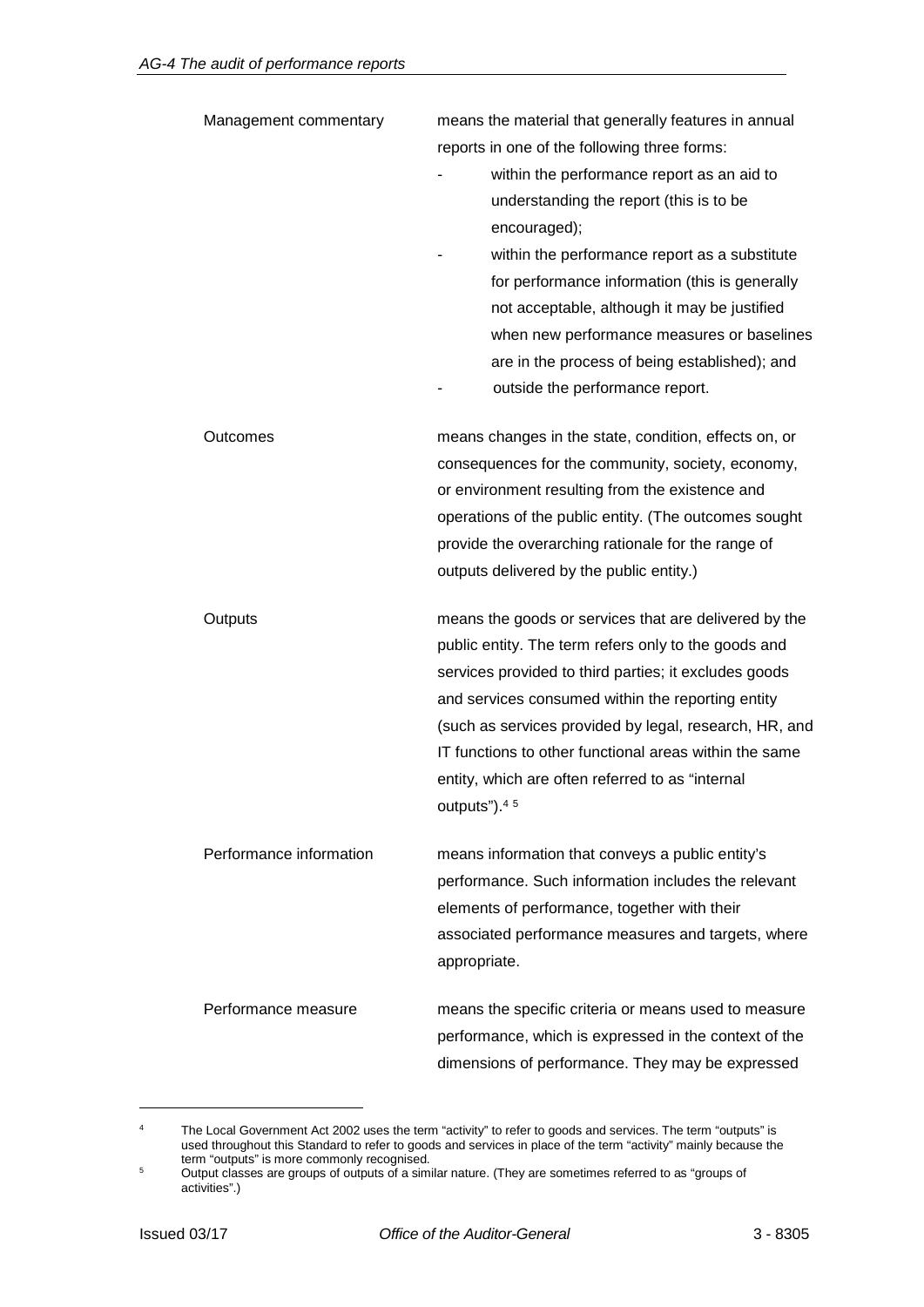| | |
|---|---|
| Management commentary | means the material that generally features in annual reports in one of the following three forms:<br>- within the performance report as an aid to understanding the report (this is to be encouraged);<br>- within the performance report as a substitute for performance information (this is generally not acceptable, although it may be justified when new performance measures or baselines are in the process of being established); and<br>- outside the performance report. |
| Outcomes | means changes in the state, condition, effects on, or consequences for the community, society, economy, or environment resulting from the existence and operations of the public entity. (The outcomes sought provide the overarching rationale for the range of outputs delivered by the public entity.) |
| Outputs | means the goods or services that are delivered by the public entity. The term refers only to the goods and services provided to third parties; it excludes goods and services consumed within the reporting entity (such as services provided by legal, research, HR, and IT functions to other functional areas within the same entity, which are often referred to as "internal outputs").[4] [5] |
| Performance information | means information that conveys a public entity's performance. Such information includes the relevant elements of performance, together with their associated performance measures and targets, where appropriate. |
| Performance measure | means the specific criteria or means used to measure performance, which is expressed in the context of the dimensions of performance. They may be expressed |

[4] The Local Government Act 2002 uses the term "activity" to refer to goods and services. The term "outputs" is used throughout this Standard to refer to goods and services in place of the term "activity" mainly because the term "outputs" is more commonly recognised.

[5] Output classes are groups of outputs of a similar nature. (They are sometimes referred to as "groups of activities".)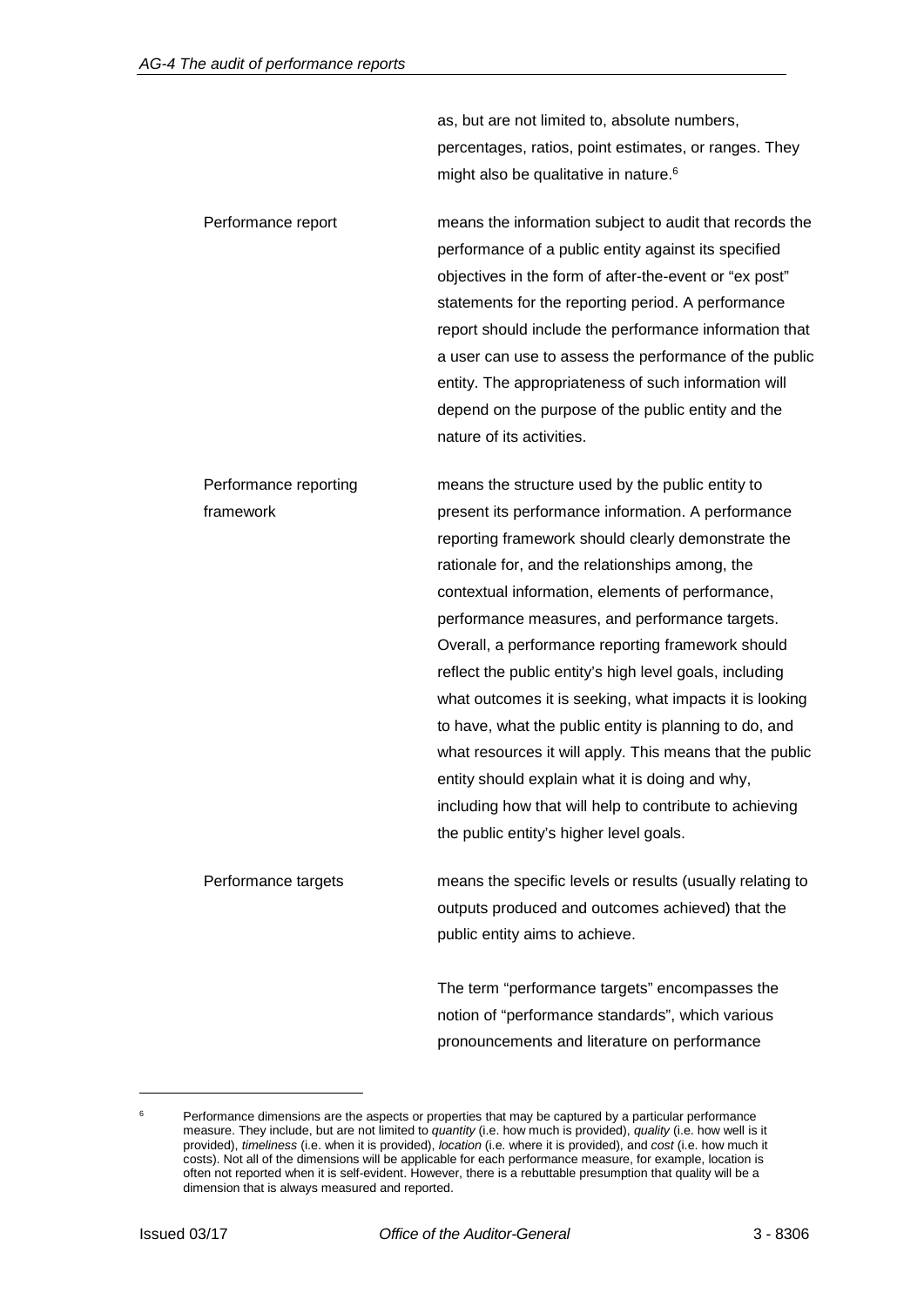| | |
|---|---|
| | as, but are not limited to, absolute numbers, percentages, ratios, point estimates, or ranges. They might also be qualitative in nature.[6] |
| Performance report | means the information subject to audit that records the performance of a public entity against its specified objectives in the form of after-the-event or "ex post" statements for the reporting period. A performance report should include the performance information that a user can use to assess the performance of the public entity. The appropriateness of such information will depend on the purpose of the public entity and the nature of its activities. |
| Performance reporting framework | means the structure used by the public entity to present its performance information. A performance reporting framework should clearly demonstrate the rationale for, and the relationships among, the contextual information, elements of performance, performance measures, and performance targets. Overall, a performance reporting framework should reflect the public entity's high level goals, including what outcomes it is seeking, what impacts it is looking to have, what the public entity is planning to do, and what resources it will apply. This means that the public entity should explain what it is doing and why, including how that will help to contribute to achieving the public entity's higher level goals. |
| Performance targets | means the specific levels or results (usually relating to outputs produced and outcomes achieved) that the public entity aims to achieve.<br><br>The term "performance targets" encompasses the notion of "performance standards", which various pronouncements and literature on performance |

[6] Performance dimensions are the aspects or properties that may be captured by a particular performance measure. They include, but are not limited to *quantity* (i.e. how much is provided), *quality* (i.e. how well is it provided), *timeliness* (i.e. when it is provided), *location* (i.e. where it is provided), and *cost* (i.e. how much it costs). Not all of the dimensions will be applicable for each performance measure, for example, location is often not reported when it is self-evident. However, there is a rebuttable presumption that quality will be a dimension that is always measured and reported.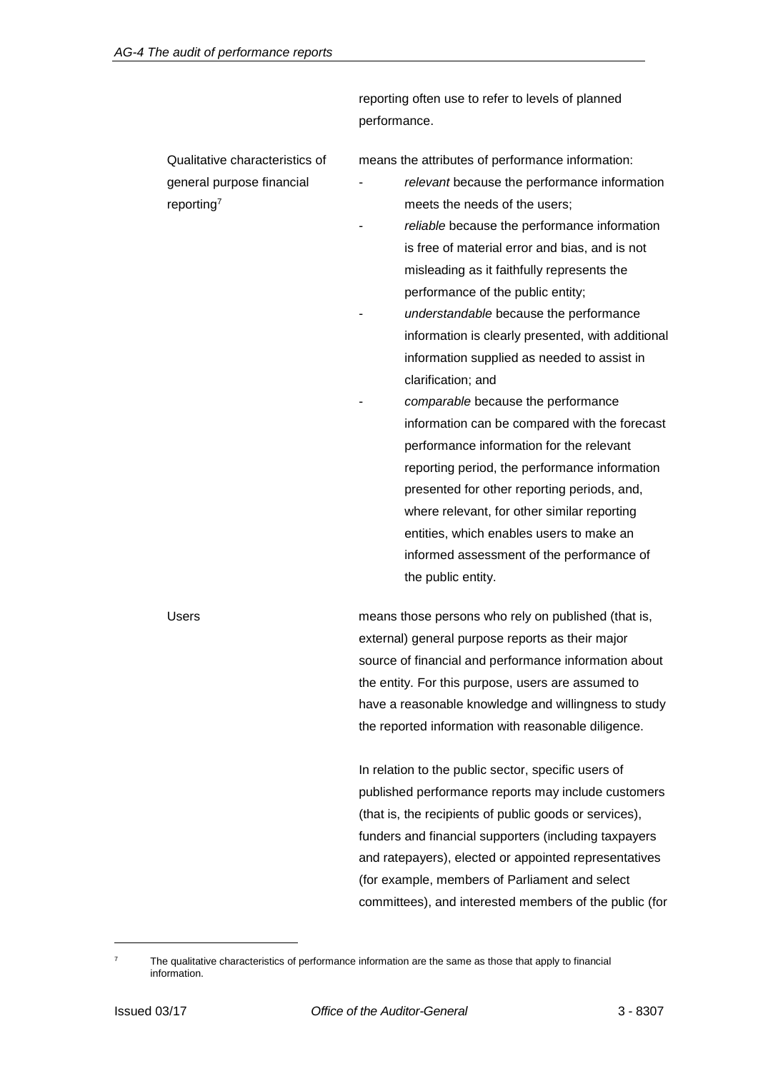| | |
|---|---|
| | reporting often use to refer to levels of planned performance. |
| Qualitative characteristics of general purpose financial reporting[7] | means the attributes of performance information:<br>- *relevant* because the performance information meets the needs of the users;<br>- *reliable* because the performance information is free of material error and bias, and is not misleading as it faithfully represents the performance of the public entity;<br>- *understandable* because the performance information is clearly presented, with additional information supplied as needed to assist in clarification; and<br>- *comparable* because the performance information can be compared with the forecast performance information for the relevant reporting period, the performance information presented for other reporting periods, and, where relevant, for other similar reporting entities, which enables users to make an informed assessment of the performance of the public entity. |
| Users | means those persons who rely on published (that is, external) general purpose reports as their major source of financial and performance information about the entity. For this purpose, users are assumed to have a reasonable knowledge and willingness to study the reported information with reasonable diligence.<br><br>In relation to the public sector, specific users of published performance reports may include customers (that is, the recipients of public goods or services), funders and financial supporters (including taxpayers and ratepayers), elected or appointed representatives (for example, members of Parliament and select committees), and interested members of the public (for |

[7] The qualitative characteristics of performance information are the same as those that apply to financial information.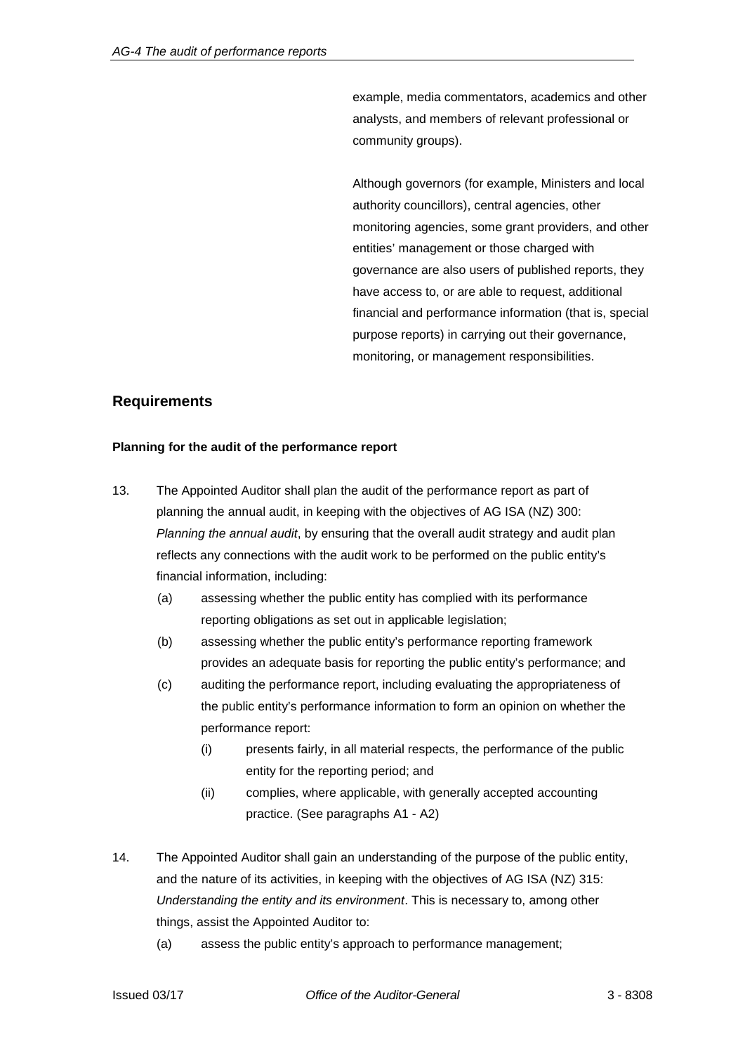example, media commentators, academics and other analysts, and members of relevant professional or community groups).

Although governors (for example, Ministers and local authority councillors), central agencies, other monitoring agencies, some grant providers, and other entities' management or those charged with governance are also users of published reports, they have access to, or are able to request, additional financial and performance information (that is, special purpose reports) in carrying out their governance, monitoring, or management responsibilities.

## Requirements

**Planning for the audit of the performance report**

13. The Appointed Auditor shall plan the audit of the performance report as part of planning the annual audit, in keeping with the objectives of AG ISA (NZ) 300: *Planning the annual audit*, by ensuring that the overall audit strategy and audit plan reflects any connections with the audit work to be performed on the public entity's financial information, including:
    - (a) assessing whether the public entity has complied with its performance reporting obligations as set out in applicable legislation;
    - (b) assessing whether the public entity's performance reporting framework provides an adequate basis for reporting the public entity's performance; and
    - (c) auditing the performance report, including evaluating the appropriateness of the public entity's performance information to form an opinion on whether the performance report:
        - (i) presents fairly, in all material respects, the performance of the public entity for the reporting period; and
        - (ii) complies, where applicable, with generally accepted accounting practice. (See paragraphs A1 - A2)

14. The Appointed Auditor shall gain an understanding of the purpose of the public entity, and the nature of its activities, in keeping with the objectives of AG ISA (NZ) 315: *Understanding the entity and its environment*. This is necessary to, among other things, assist the Appointed Auditor to:
    - (a) assess the public entity's approach to performance management;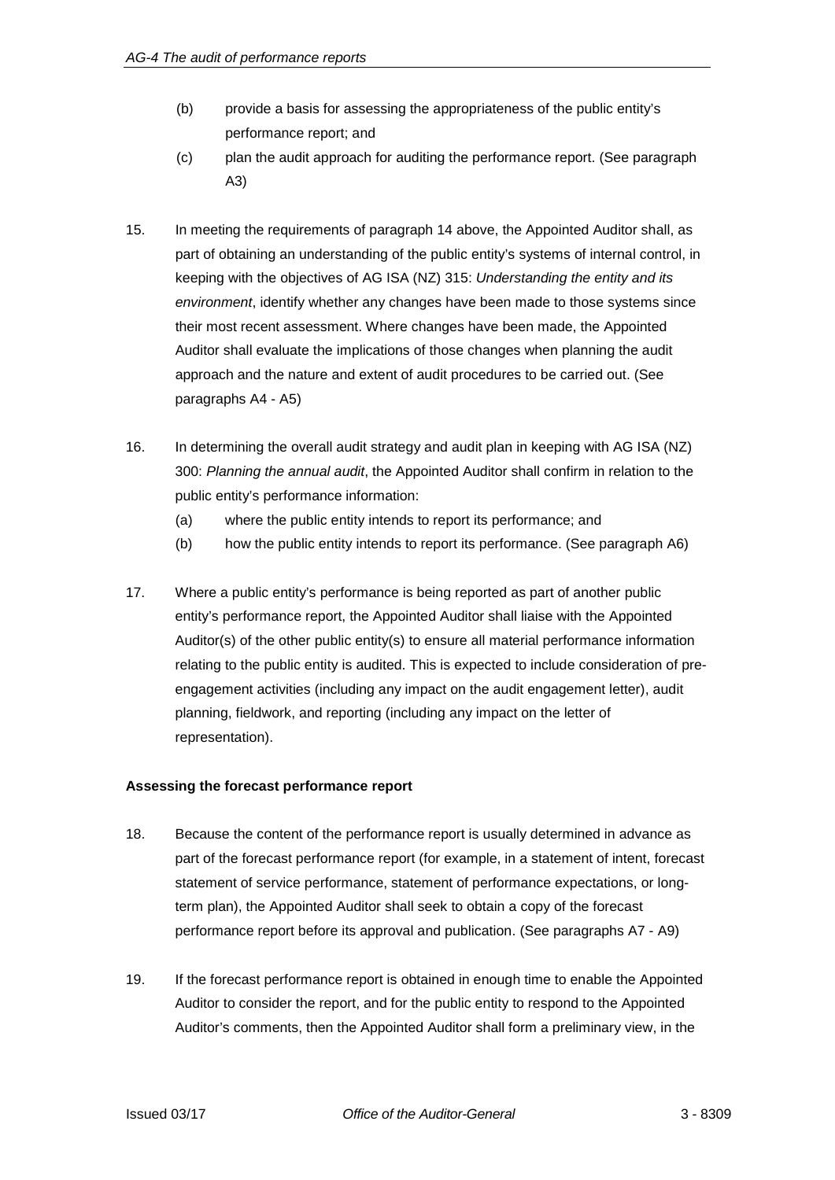(b) provide a basis for assessing the appropriateness of the public entity's performance report; and

(c) plan the audit approach for auditing the performance report. (See paragraph A3)

15. In meeting the requirements of paragraph 14 above, the Appointed Auditor shall, as part of obtaining an understanding of the public entity's systems of internal control, in keeping with the objectives of AG ISA (NZ) 315: *Understanding the entity and its environment*, identify whether any changes have been made to those systems since their most recent assessment. Where changes have been made, the Appointed Auditor shall evaluate the implications of those changes when planning the audit approach and the nature and extent of audit procedures to be carried out. (See paragraphs A4 - A5)

16. In determining the overall audit strategy and audit plan in keeping with AG ISA (NZ) 300: *Planning the annual audit*, the Appointed Auditor shall confirm in relation to the public entity's performance information:

    (a) where the public entity intends to report its performance; and

    (b) how the public entity intends to report its performance. (See paragraph A6)

17. Where a public entity's performance is being reported as part of another public entity's performance report, the Appointed Auditor shall liaise with the Appointed Auditor(s) of the other public entity(s) to ensure all material performance information relating to the public entity is audited. This is expected to include consideration of pre-engagement activities (including any impact on the audit engagement letter), audit planning, fieldwork, and reporting (including any impact on the letter of representation).

**Assessing the forecast performance report**

18. Because the content of the performance report is usually determined in advance as part of the forecast performance report (for example, in a statement of intent, forecast statement of service performance, statement of performance expectations, or long-term plan), the Appointed Auditor shall seek to obtain a copy of the forecast performance report before its approval and publication. (See paragraphs A7 - A9)

19. If the forecast performance report is obtained in enough time to enable the Appointed Auditor to consider the report, and for the public entity to respond to the Appointed Auditor's comments, then the Appointed Auditor shall form a preliminary view, in the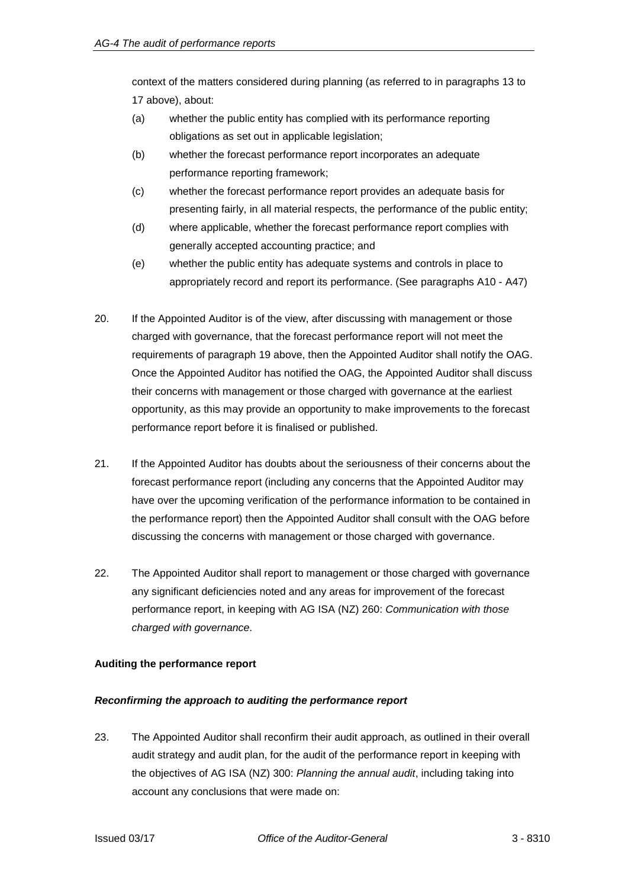context of the matters considered during planning (as referred to in paragraphs 13 to 17 above), about:

(a) whether the public entity has complied with its performance reporting obligations as set out in applicable legislation;

(b) whether the forecast performance report incorporates an adequate performance reporting framework;

(c) whether the forecast performance report provides an adequate basis for presenting fairly, in all material respects, the performance of the public entity;

(d) where applicable, whether the forecast performance report complies with generally accepted accounting practice; and

(e) whether the public entity has adequate systems and controls in place to appropriately record and report its performance. (See paragraphs A10 - A47)

20. If the Appointed Auditor is of the view, after discussing with management or those charged with governance, that the forecast performance report will not meet the requirements of paragraph 19 above, then the Appointed Auditor shall notify the OAG. Once the Appointed Auditor has notified the OAG, the Appointed Auditor shall discuss their concerns with management or those charged with governance at the earliest opportunity, as this may provide an opportunity to make improvements to the forecast performance report before it is finalised or published.

21. If the Appointed Auditor has doubts about the seriousness of their concerns about the forecast performance report (including any concerns that the Appointed Auditor may have over the upcoming verification of the performance information to be contained in the performance report) then the Appointed Auditor shall consult with the OAG before discussing the concerns with management or those charged with governance.

22. The Appointed Auditor shall report to management or those charged with governance any significant deficiencies noted and any areas for improvement of the forecast performance report, in keeping with AG ISA (NZ) 260: *Communication with those charged with governance*.

**Auditing the performance report**

***Reconfirming the approach to auditing the performance report***

23. The Appointed Auditor shall reconfirm their audit approach, as outlined in their overall audit strategy and audit plan, for the audit of the performance report in keeping with the objectives of AG ISA (NZ) 300: *Planning the annual audit*, including taking into account any conclusions that were made on: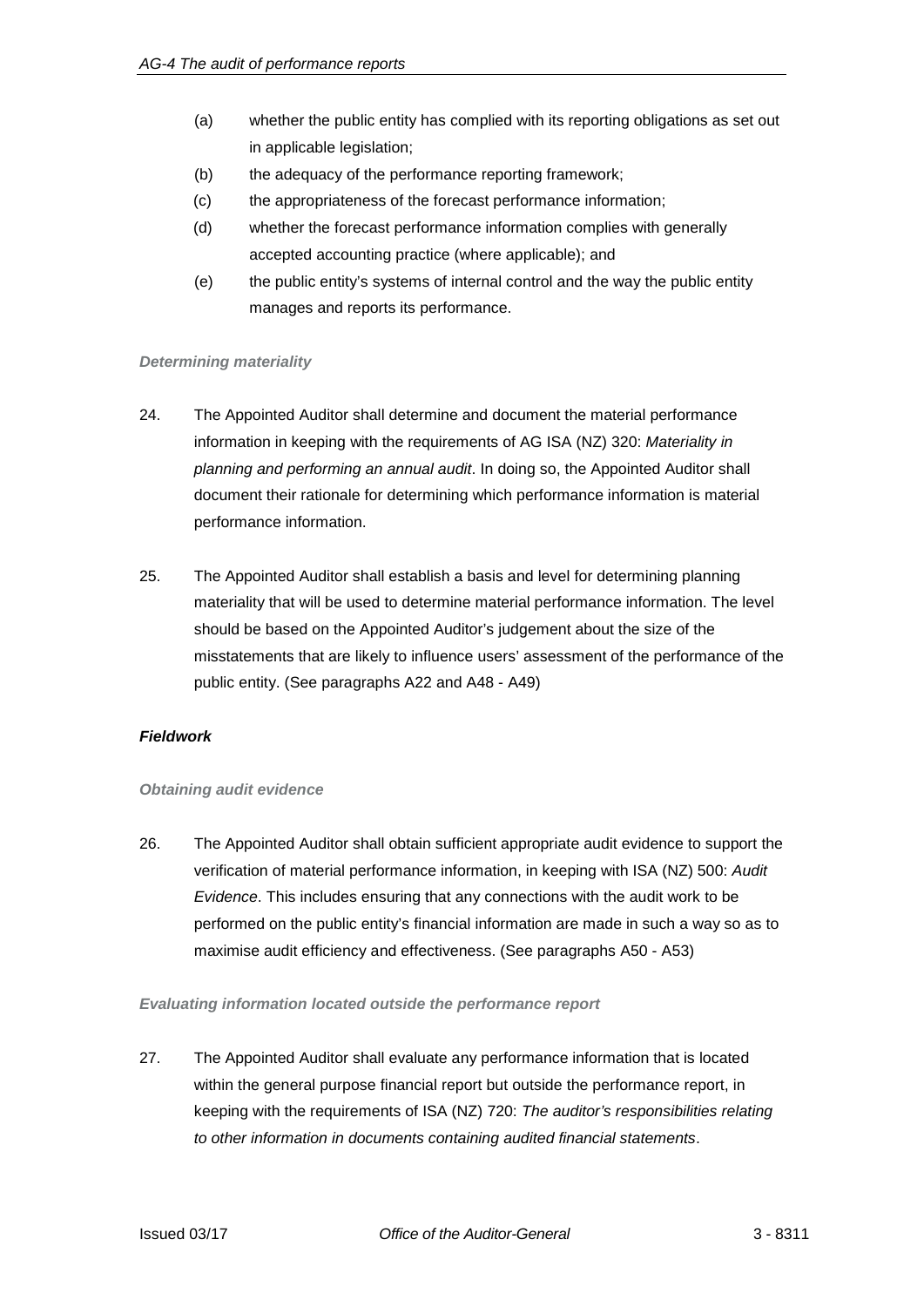(a) whether the public entity has complied with its reporting obligations as set out in applicable legislation;

(b) the adequacy of the performance reporting framework;

(c) the appropriateness of the forecast performance information;

(d) whether the forecast performance information complies with generally accepted accounting practice (where applicable); and

(e) the public entity's systems of internal control and the way the public entity manages and reports its performance.

#### *Determining materiality*

24. The Appointed Auditor shall determine and document the material performance information in keeping with the requirements of AG ISA (NZ) 320: *Materiality in planning and performing an annual audit*. In doing so, the Appointed Auditor shall document their rationale for determining which performance information is material performance information.

25. The Appointed Auditor shall establish a basis and level for determining planning materiality that will be used to determine material performance information. The level should be based on the Appointed Auditor's judgement about the size of the misstatements that are likely to influence users' assessment of the performance of the public entity. (See paragraphs A22 and A48 - A49)

### ***Fieldwork***

#### *Obtaining audit evidence*

26. The Appointed Auditor shall obtain sufficient appropriate audit evidence to support the verification of material performance information, in keeping with ISA (NZ) 500: *Audit Evidence*. This includes ensuring that any connections with the audit work to be performed on the public entity's financial information are made in such a way so as to maximise audit efficiency and effectiveness. (See paragraphs A50 - A53)

#### *Evaluating information located outside the performance report*

27. The Appointed Auditor shall evaluate any performance information that is located within the general purpose financial report but outside the performance report, in keeping with the requirements of ISA (NZ) 720: *The auditor's responsibilities relating to other information in documents containing audited financial statements*.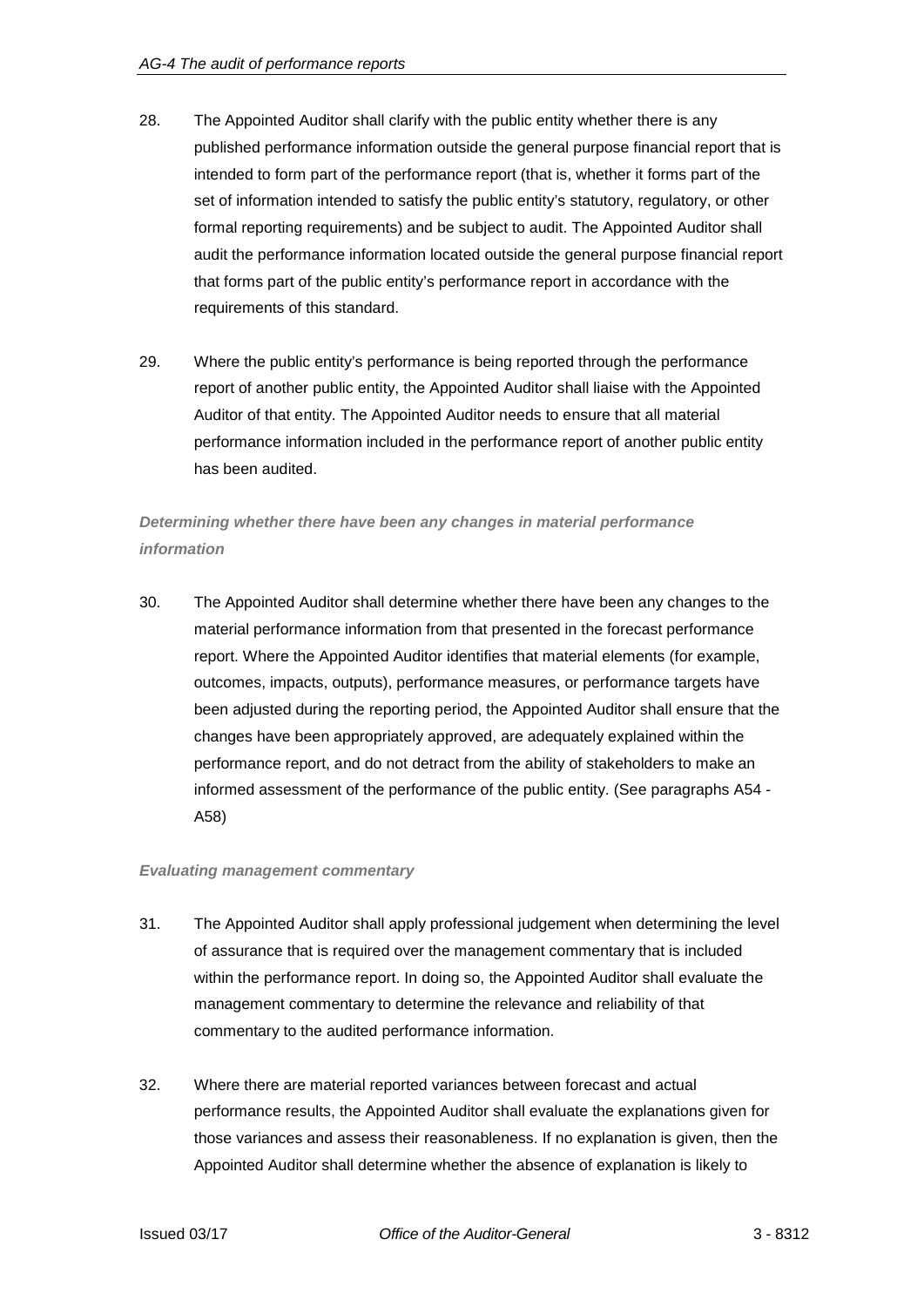28. The Appointed Auditor shall clarify with the public entity whether there is any published performance information outside the general purpose financial report that is intended to form part of the performance report (that is, whether it forms part of the set of information intended to satisfy the public entity's statutory, regulatory, or other formal reporting requirements) and be subject to audit. The Appointed Auditor shall audit the performance information located outside the general purpose financial report that forms part of the public entity's performance report in accordance with the requirements of this standard.

29. Where the public entity's performance is being reported through the performance report of another public entity, the Appointed Auditor shall liaise with the Appointed Auditor of that entity. The Appointed Auditor needs to ensure that all material performance information included in the performance report of another public entity has been audited.

***Determining whether there have been any changes in material performance information***

30. The Appointed Auditor shall determine whether there have been any changes to the material performance information from that presented in the forecast performance report. Where the Appointed Auditor identifies that material elements (for example, outcomes, impacts, outputs), performance measures, or performance targets have been adjusted during the reporting period, the Appointed Auditor shall ensure that the changes have been appropriately approved, are adequately explained within the performance report, and do not detract from the ability of stakeholders to make an informed assessment of the performance of the public entity. (See paragraphs A54 - A58)

***Evaluating management commentary***

31. The Appointed Auditor shall apply professional judgement when determining the level of assurance that is required over the management commentary that is included within the performance report. In doing so, the Appointed Auditor shall evaluate the management commentary to determine the relevance and reliability of that commentary to the audited performance information.

32. Where there are material reported variances between forecast and actual performance results, the Appointed Auditor shall evaluate the explanations given for those variances and assess their reasonableness. If no explanation is given, then the Appointed Auditor shall determine whether the absence of explanation is likely to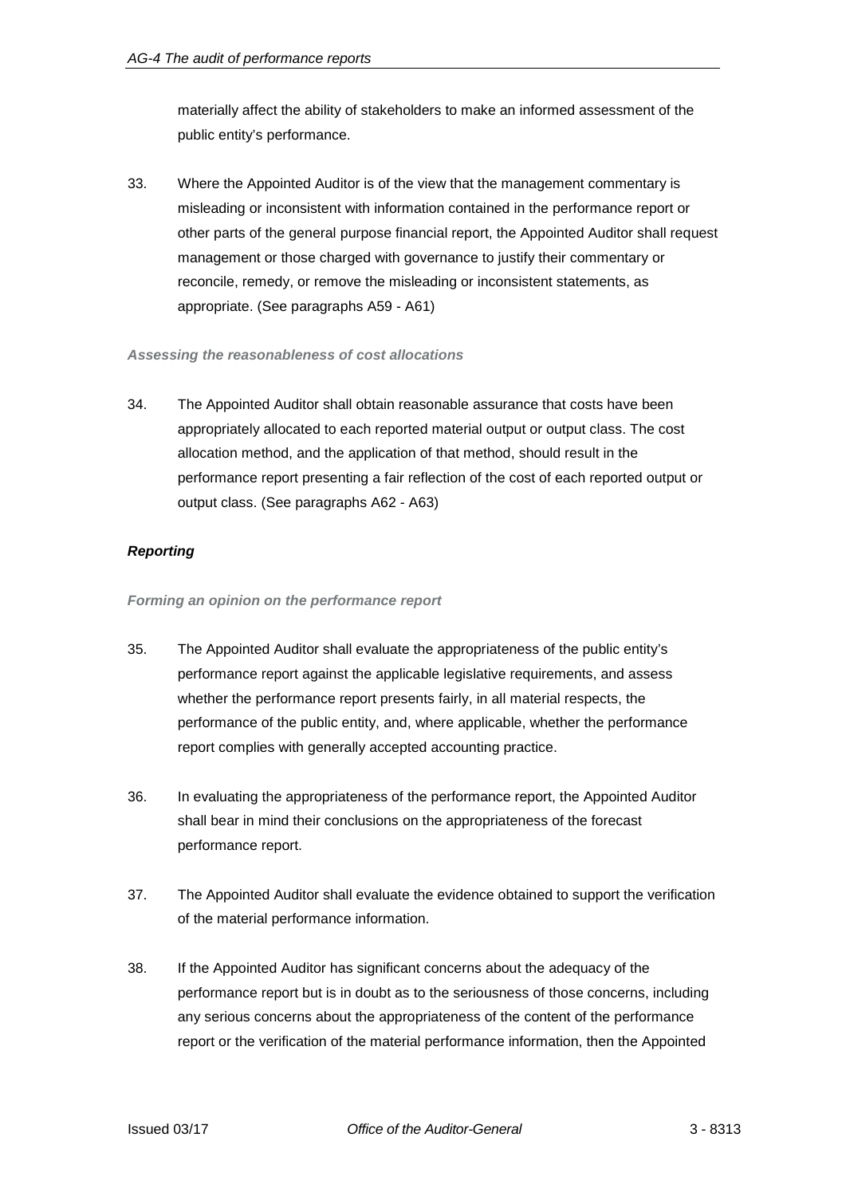materially affect the ability of stakeholders to make an informed assessment of the public entity's performance.

33. Where the Appointed Auditor is of the view that the management commentary is misleading or inconsistent with information contained in the performance report or other parts of the general purpose financial report, the Appointed Auditor shall request management or those charged with governance to justify their commentary or reconcile, remedy, or remove the misleading or inconsistent statements, as appropriate. (See paragraphs A59 - A61)

#### *Assessing the reasonableness of cost allocations*

34. The Appointed Auditor shall obtain reasonable assurance that costs have been appropriately allocated to each reported material output or output class. The cost allocation method, and the application of that method, should result in the performance report presenting a fair reflection of the cost of each reported output or output class. (See paragraphs A62 - A63)

### *Reporting*

#### *Forming an opinion on the performance report*

35. The Appointed Auditor shall evaluate the appropriateness of the public entity's performance report against the applicable legislative requirements, and assess whether the performance report presents fairly, in all material respects, the performance of the public entity, and, where applicable, whether the performance report complies with generally accepted accounting practice.

36. In evaluating the appropriateness of the performance report, the Appointed Auditor shall bear in mind their conclusions on the appropriateness of the forecast performance report.

37. The Appointed Auditor shall evaluate the evidence obtained to support the verification of the material performance information.

38. If the Appointed Auditor has significant concerns about the adequacy of the performance report but is in doubt as to the seriousness of those concerns, including any serious concerns about the appropriateness of the content of the performance report or the verification of the material performance information, then the Appointed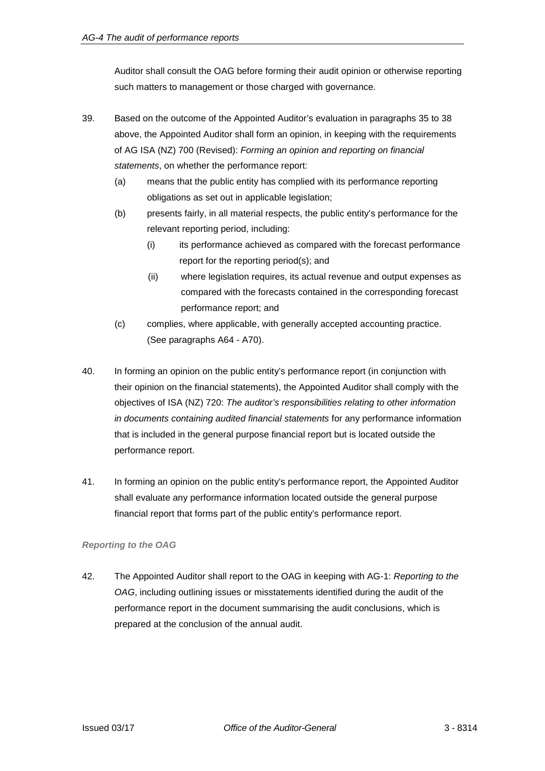Auditor shall consult the OAG before forming their audit opinion or otherwise reporting such matters to management or those charged with governance.

39. Based on the outcome of the Appointed Auditor's evaluation in paragraphs 35 to 38 above, the Appointed Auditor shall form an opinion, in keeping with the requirements of AG ISA (NZ) 700 (Revised): *Forming an opinion and reporting on financial statements*, on whether the performance report:

    (a) means that the public entity has complied with its performance reporting obligations as set out in applicable legislation;

    (b) presents fairly, in all material respects, the public entity's performance for the relevant reporting period, including:

        (i) its performance achieved as compared with the forecast performance report for the reporting period(s); and

        (ii) where legislation requires, its actual revenue and output expenses as compared with the forecasts contained in the corresponding forecast performance report; and

    (c) complies, where applicable, with generally accepted accounting practice. (See paragraphs A64 - A70).

40. In forming an opinion on the public entity's performance report (in conjunction with their opinion on the financial statements), the Appointed Auditor shall comply with the objectives of ISA (NZ) 720: *The auditor's responsibilities relating to other information in documents containing audited financial statements* for any performance information that is included in the general purpose financial report but is located outside the performance report.

41. In forming an opinion on the public entity's performance report, the Appointed Auditor shall evaluate any performance information located outside the general purpose financial report that forms part of the public entity's performance report.

#### *Reporting to the OAG*

42. The Appointed Auditor shall report to the OAG in keeping with AG-1: *Reporting to the OAG*, including outlining issues or misstatements identified during the audit of the performance report in the document summarising the audit conclusions, which is prepared at the conclusion of the annual audit.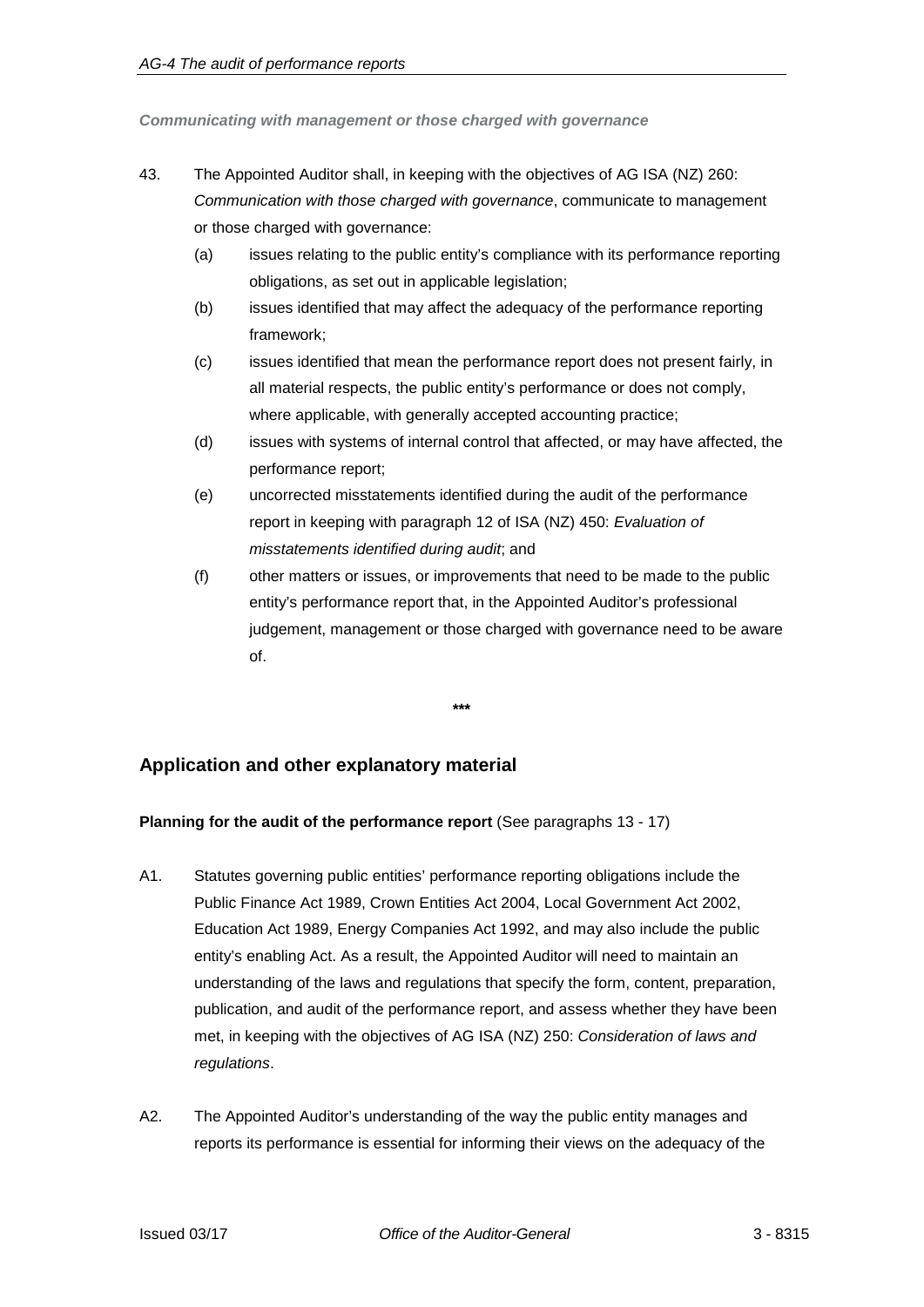*Communicating with management or those charged with governance*

43. The Appointed Auditor shall, in keeping with the objectives of AG ISA (NZ) 260: *Communication with those charged with governance*, communicate to management or those charged with governance:

    (a) issues relating to the public entity's compliance with its performance reporting obligations, as set out in applicable legislation;

    (b) issues identified that may affect the adequacy of the performance reporting framework;

    (c) issues identified that mean the performance report does not present fairly, in all material respects, the public entity's performance or does not comply, where applicable, with generally accepted accounting practice;

    (d) issues with systems of internal control that affected, or may have affected, the performance report;

    (e) uncorrected misstatements identified during the audit of the performance report in keeping with paragraph 12 of ISA (NZ) 450: *Evaluation of misstatements identified during audit*; and

    (f) other matters or issues, or improvements that need to be made to the public entity's performance report that, in the Appointed Auditor's professional judgement, management or those charged with governance need to be aware of.

\*\*\*

## Application and other explanatory material

**Planning for the audit of the performance report** (See paragraphs 13 - 17)

A1. Statutes governing public entities' performance reporting obligations include the Public Finance Act 1989, Crown Entities Act 2004, Local Government Act 2002, Education Act 1989, Energy Companies Act 1992, and may also include the public entity's enabling Act. As a result, the Appointed Auditor will need to maintain an understanding of the laws and regulations that specify the form, content, preparation, publication, and audit of the performance report, and assess whether they have been met, in keeping with the objectives of AG ISA (NZ) 250: *Consideration of laws and regulations*.

A2. The Appointed Auditor's understanding of the way the public entity manages and reports its performance is essential for informing their views on the adequacy of the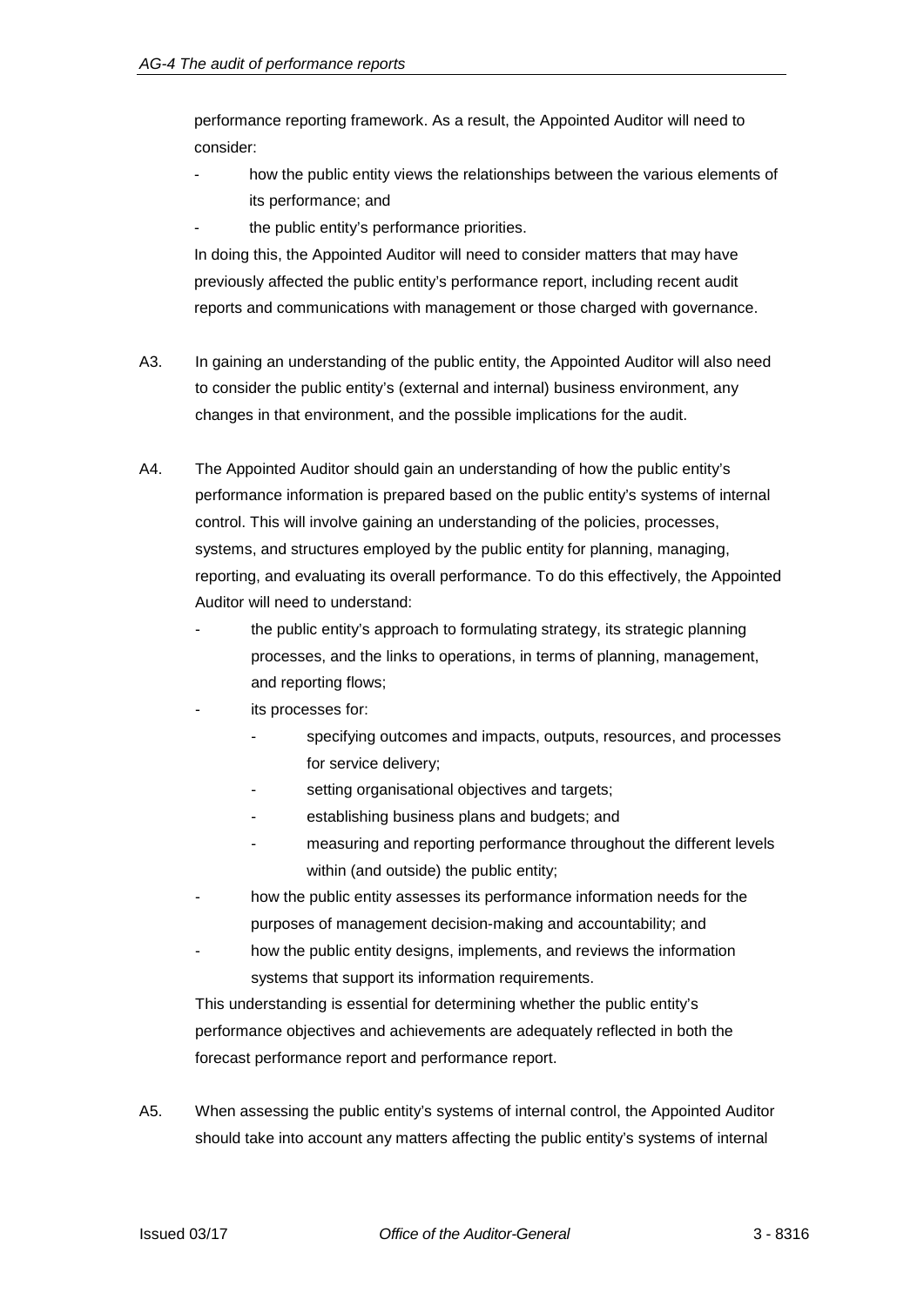performance reporting framework. As a result, the Appointed Auditor will need to consider:

- how the public entity views the relationships between the various elements of its performance; and
- the public entity's performance priorities.

In doing this, the Appointed Auditor will need to consider matters that may have previously affected the public entity's performance report, including recent audit reports and communications with management or those charged with governance.

A3. In gaining an understanding of the public entity, the Appointed Auditor will also need to consider the public entity's (external and internal) business environment, any changes in that environment, and the possible implications for the audit.

A4. The Appointed Auditor should gain an understanding of how the public entity's performance information is prepared based on the public entity's systems of internal control. This will involve gaining an understanding of the policies, processes, systems, and structures employed by the public entity for planning, managing, reporting, and evaluating its overall performance. To do this effectively, the Appointed Auditor will need to understand:

- the public entity's approach to formulating strategy, its strategic planning processes, and the links to operations, in terms of planning, management, and reporting flows;
- its processes for:
  - specifying outcomes and impacts, outputs, resources, and processes for service delivery;
  - setting organisational objectives and targets;
  - establishing business plans and budgets; and
  - measuring and reporting performance throughout the different levels within (and outside) the public entity;
- how the public entity assesses its performance information needs for the purposes of management decision-making and accountability; and
- how the public entity designs, implements, and reviews the information systems that support its information requirements.

This understanding is essential for determining whether the public entity's performance objectives and achievements are adequately reflected in both the forecast performance report and performance report.

A5. When assessing the public entity's systems of internal control, the Appointed Auditor should take into account any matters affecting the public entity's systems of internal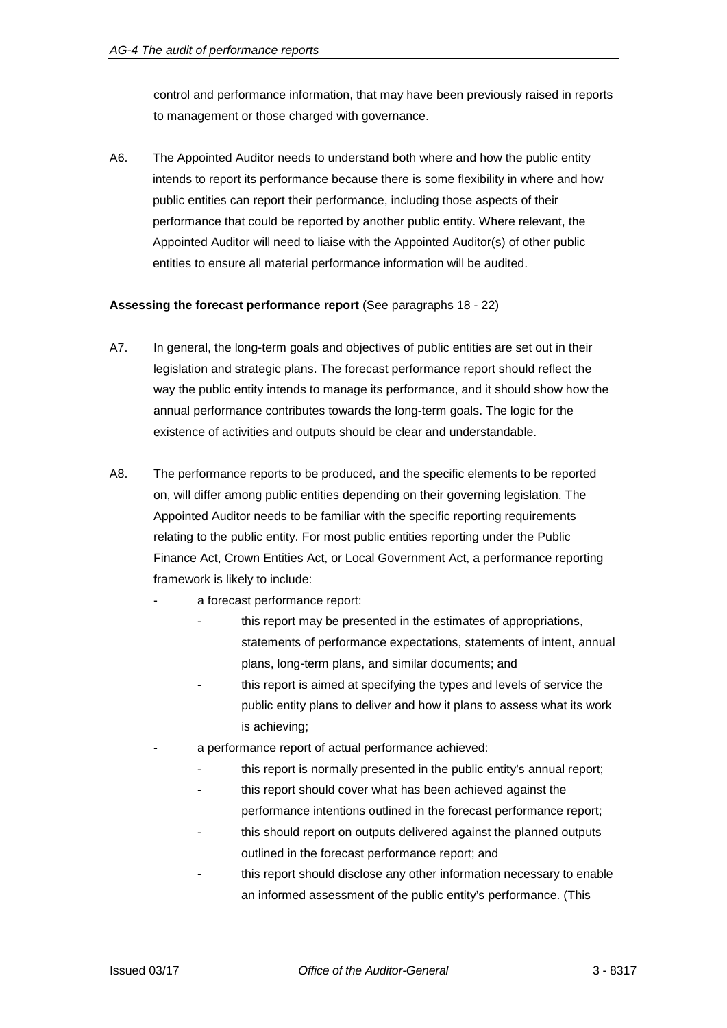control and performance information, that may have been previously raised in reports to management or those charged with governance.

A6. The Appointed Auditor needs to understand both where and how the public entity intends to report its performance because there is some flexibility in where and how public entities can report their performance, including those aspects of their performance that could be reported by another public entity. Where relevant, the Appointed Auditor will need to liaise with the Appointed Auditor(s) of other public entities to ensure all material performance information will be audited.

**Assessing the forecast performance report** (See paragraphs 18 - 22)

A7. In general, the long-term goals and objectives of public entities are set out in their legislation and strategic plans. The forecast performance report should reflect the way the public entity intends to manage its performance, and it should show how the annual performance contributes towards the long-term goals. The logic for the existence of activities and outputs should be clear and understandable.

A8. The performance reports to be produced, and the specific elements to be reported on, will differ among public entities depending on their governing legislation. The Appointed Auditor needs to be familiar with the specific reporting requirements relating to the public entity. For most public entities reporting under the Public Finance Act, Crown Entities Act, or Local Government Act, a performance reporting framework is likely to include:

- a forecast performance report:
  - this report may be presented in the estimates of appropriations, statements of performance expectations, statements of intent, annual plans, long-term plans, and similar documents; and
  - this report is aimed at specifying the types and levels of service the public entity plans to deliver and how it plans to assess what its work is achieving;
- a performance report of actual performance achieved:
  - this report is normally presented in the public entity's annual report;
  - this report should cover what has been achieved against the performance intentions outlined in the forecast performance report;
  - this should report on outputs delivered against the planned outputs outlined in the forecast performance report; and
  - this report should disclose any other information necessary to enable an informed assessment of the public entity's performance. (This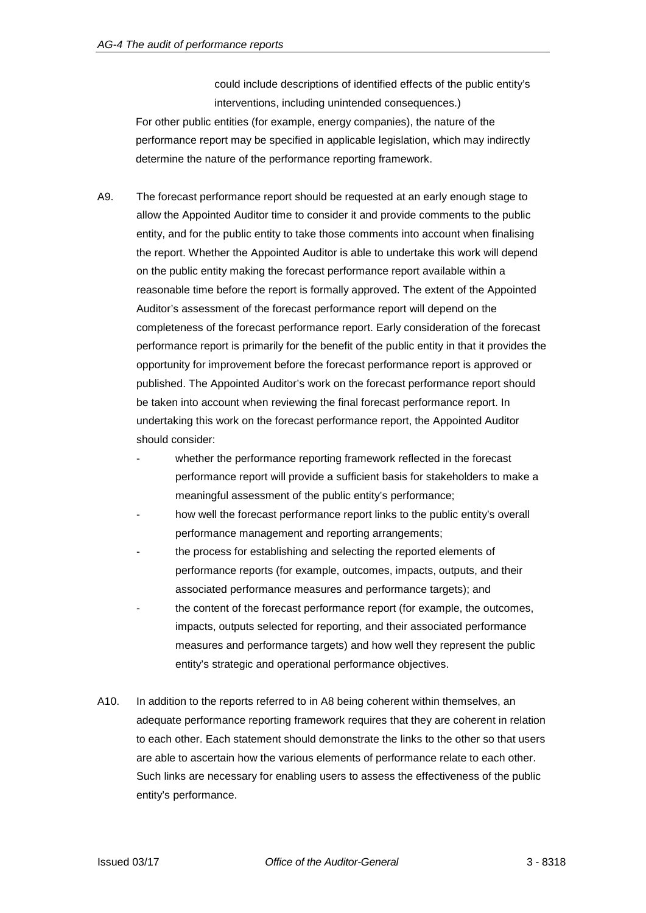could include descriptions of identified effects of the public entity's interventions, including unintended consequences.)

For other public entities (for example, energy companies), the nature of the performance report may be specified in applicable legislation, which may indirectly determine the nature of the performance reporting framework.

A9. The forecast performance report should be requested at an early enough stage to allow the Appointed Auditor time to consider it and provide comments to the public entity, and for the public entity to take those comments into account when finalising the report. Whether the Appointed Auditor is able to undertake this work will depend on the public entity making the forecast performance report available within a reasonable time before the report is formally approved. The extent of the Appointed Auditor's assessment of the forecast performance report will depend on the completeness of the forecast performance report. Early consideration of the forecast performance report is primarily for the benefit of the public entity in that it provides the opportunity for improvement before the forecast performance report is approved or published. The Appointed Auditor's work on the forecast performance report should be taken into account when reviewing the final forecast performance report. In undertaking this work on the forecast performance report, the Appointed Auditor should consider:

- whether the performance reporting framework reflected in the forecast performance report will provide a sufficient basis for stakeholders to make a meaningful assessment of the public entity's performance;
- how well the forecast performance report links to the public entity's overall performance management and reporting arrangements;
- the process for establishing and selecting the reported elements of performance reports (for example, outcomes, impacts, outputs, and their associated performance measures and performance targets); and
- the content of the forecast performance report (for example, the outcomes, impacts, outputs selected for reporting, and their associated performance measures and performance targets) and how well they represent the public entity's strategic and operational performance objectives.

A10. In addition to the reports referred to in A8 being coherent within themselves, an adequate performance reporting framework requires that they are coherent in relation to each other. Each statement should demonstrate the links to the other so that users are able to ascertain how the various elements of performance relate to each other. Such links are necessary for enabling users to assess the effectiveness of the public entity's performance.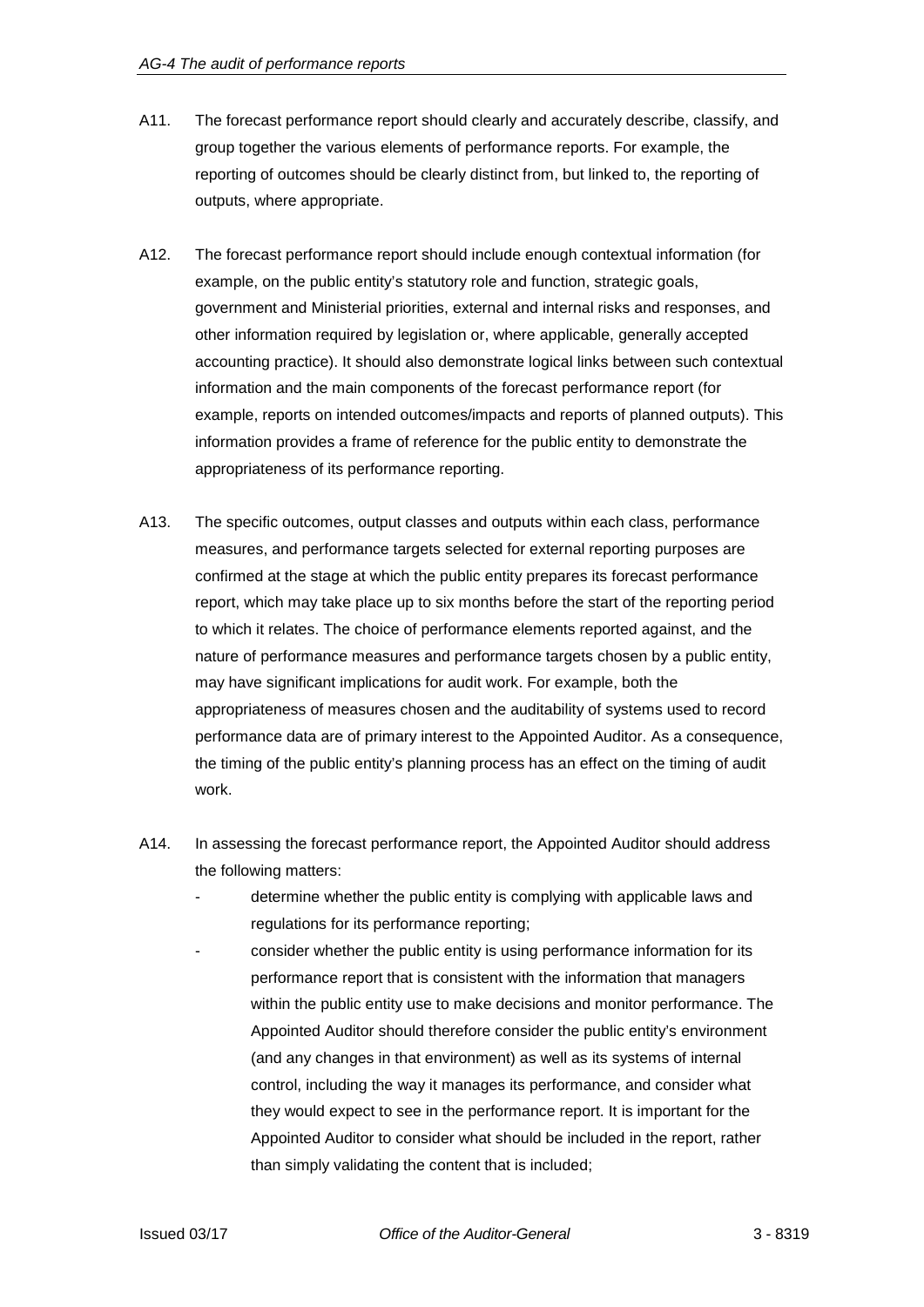A11. The forecast performance report should clearly and accurately describe, classify, and group together the various elements of performance reports. For example, the reporting of outcomes should be clearly distinct from, but linked to, the reporting of outputs, where appropriate.

A12. The forecast performance report should include enough contextual information (for example, on the public entity's statutory role and function, strategic goals, government and Ministerial priorities, external and internal risks and responses, and other information required by legislation or, where applicable, generally accepted accounting practice). It should also demonstrate logical links between such contextual information and the main components of the forecast performance report (for example, reports on intended outcomes/impacts and reports of planned outputs). This information provides a frame of reference for the public entity to demonstrate the appropriateness of its performance reporting.

A13. The specific outcomes, output classes and outputs within each class, performance measures, and performance targets selected for external reporting purposes are confirmed at the stage at which the public entity prepares its forecast performance report, which may take place up to six months before the start of the reporting period to which it relates. The choice of performance elements reported against, and the nature of performance measures and performance targets chosen by a public entity, may have significant implications for audit work. For example, both the appropriateness of measures chosen and the auditability of systems used to record performance data are of primary interest to the Appointed Auditor. As a consequence, the timing of the public entity's planning process has an effect on the timing of audit work.

A14. In assessing the forecast performance report, the Appointed Auditor should address the following matters:

- determine whether the public entity is complying with applicable laws and regulations for its performance reporting;
- consider whether the public entity is using performance information for its performance report that is consistent with the information that managers within the public entity use to make decisions and monitor performance. The Appointed Auditor should therefore consider the public entity's environment (and any changes in that environment) as well as its systems of internal control, including the way it manages its performance, and consider what they would expect to see in the performance report. It is important for the Appointed Auditor to consider what should be included in the report, rather than simply validating the content that is included;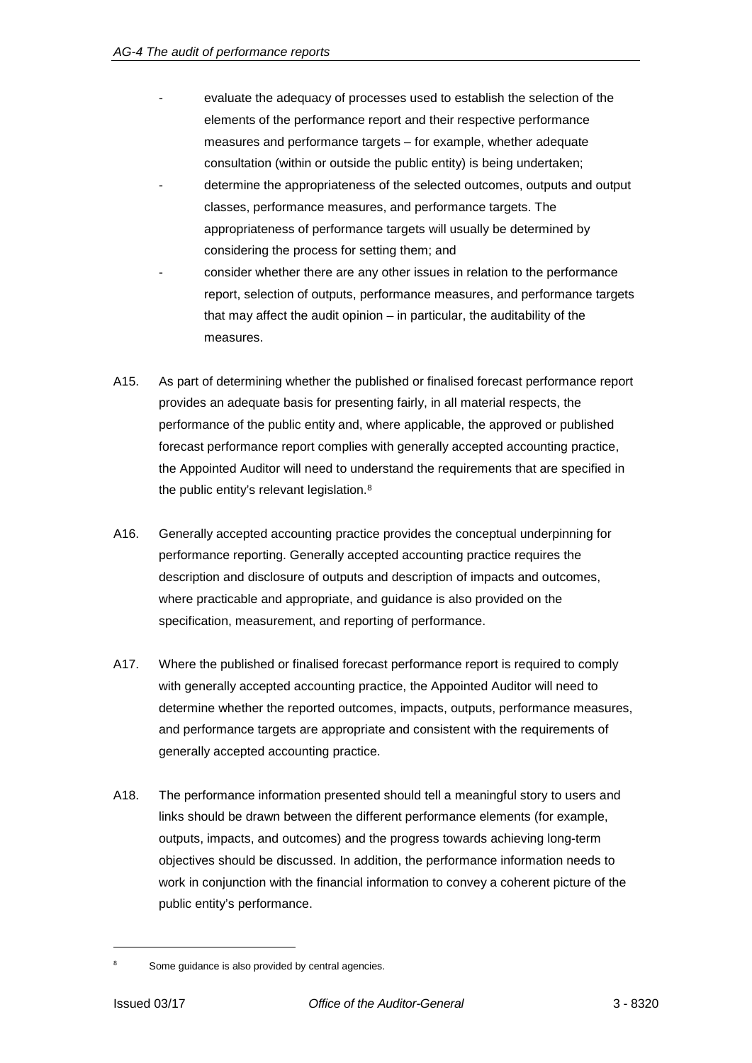- evaluate the adequacy of processes used to establish the selection of the elements of the performance report and their respective performance measures and performance targets – for example, whether adequate consultation (within or outside the public entity) is being undertaken;
- determine the appropriateness of the selected outcomes, outputs and output classes, performance measures, and performance targets. The appropriateness of performance targets will usually be determined by considering the process for setting them; and
- consider whether there are any other issues in relation to the performance report, selection of outputs, performance measures, and performance targets that may affect the audit opinion – in particular, the auditability of the measures.

A15. As part of determining whether the published or finalised forecast performance report provides an adequate basis for presenting fairly, in all material respects, the performance of the public entity and, where applicable, the approved or published forecast performance report complies with generally accepted accounting practice, the Appointed Auditor will need to understand the requirements that are specified in the public entity's relevant legislation.[8]

A16. Generally accepted accounting practice provides the conceptual underpinning for performance reporting. Generally accepted accounting practice requires the description and disclosure of outputs and description of impacts and outcomes, where practicable and appropriate, and guidance is also provided on the specification, measurement, and reporting of performance.

A17. Where the published or finalised forecast performance report is required to comply with generally accepted accounting practice, the Appointed Auditor will need to determine whether the reported outcomes, impacts, outputs, performance measures, and performance targets are appropriate and consistent with the requirements of generally accepted accounting practice.

A18. The performance information presented should tell a meaningful story to users and links should be drawn between the different performance elements (for example, outputs, impacts, and outcomes) and the progress towards achieving long-term objectives should be discussed. In addition, the performance information needs to work in conjunction with the financial information to convey a coherent picture of the public entity's performance.

---

[8] Some guidance is also provided by central agencies.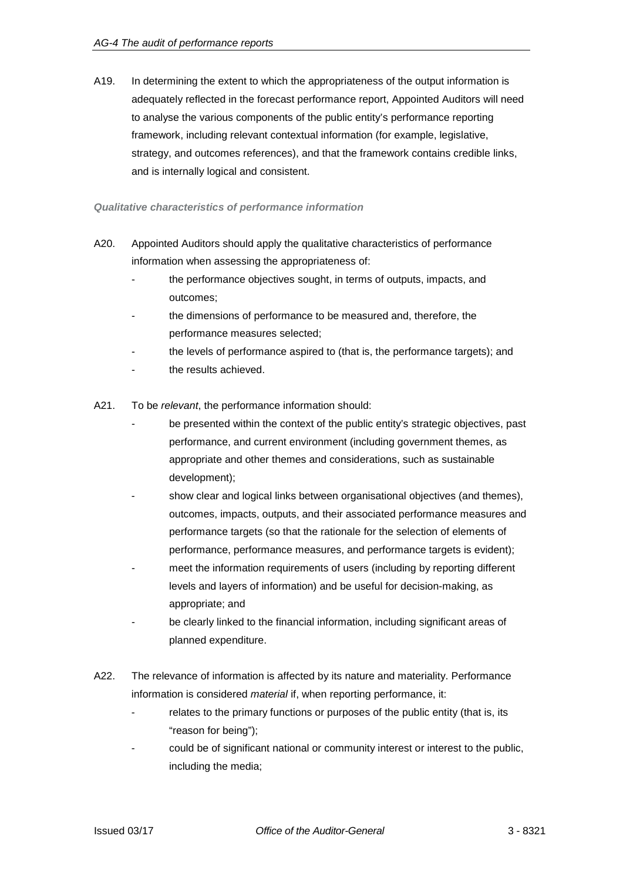A19. In determining the extent to which the appropriateness of the output information is adequately reflected in the forecast performance report, Appointed Auditors will need to analyse the various components of the public entity's performance reporting framework, including relevant contextual information (for example, legislative, strategy, and outcomes references), and that the framework contains credible links, and is internally logical and consistent.

***Qualitative characteristics of performance information***

A20. Appointed Auditors should apply the qualitative characteristics of performance information when assessing the appropriateness of:

- the performance objectives sought, in terms of outputs, impacts, and outcomes;
- the dimensions of performance to be measured and, therefore, the performance measures selected;
- the levels of performance aspired to (that is, the performance targets); and
- the results achieved.

A21. To be *relevant*, the performance information should:

- be presented within the context of the public entity's strategic objectives, past performance, and current environment (including government themes, as appropriate and other themes and considerations, such as sustainable development);
- show clear and logical links between organisational objectives (and themes), outcomes, impacts, outputs, and their associated performance measures and performance targets (so that the rationale for the selection of elements of performance, performance measures, and performance targets is evident);
- meet the information requirements of users (including by reporting different levels and layers of information) and be useful for decision-making, as appropriate; and
- be clearly linked to the financial information, including significant areas of planned expenditure.

A22. The relevance of information is affected by its nature and materiality. Performance information is considered *material* if, when reporting performance, it:

- relates to the primary functions or purposes of the public entity (that is, its "reason for being");
- could be of significant national or community interest or interest to the public, including the media;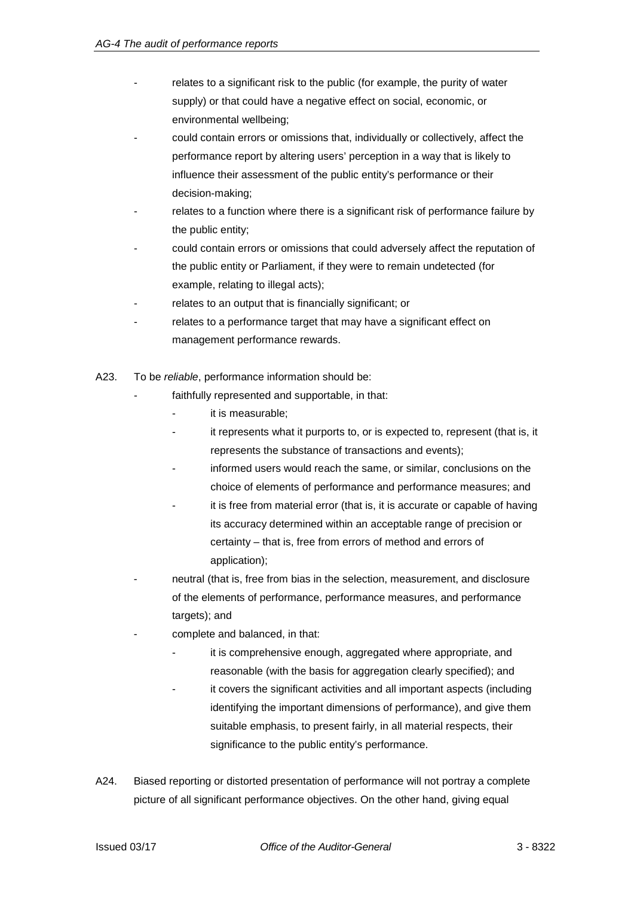- relates to a significant risk to the public (for example, the purity of water supply) or that could have a negative effect on social, economic, or environmental wellbeing;
- could contain errors or omissions that, individually or collectively, affect the performance report by altering users' perception in a way that is likely to influence their assessment of the public entity's performance or their decision-making;
- relates to a function where there is a significant risk of performance failure by the public entity;
- could contain errors or omissions that could adversely affect the reputation of the public entity or Parliament, if they were to remain undetected (for example, relating to illegal acts);
- relates to an output that is financially significant; or
- relates to a performance target that may have a significant effect on management performance rewards.

A23. To be *reliable*, performance information should be:

- faithfully represented and supportable, in that:
  - it is measurable;
  - it represents what it purports to, or is expected to, represent (that is, it represents the substance of transactions and events);
  - informed users would reach the same, or similar, conclusions on the choice of elements of performance and performance measures; and
  - it is free from material error (that is, it is accurate or capable of having its accuracy determined within an acceptable range of precision or certainty – that is, free from errors of method and errors of application);
- neutral (that is, free from bias in the selection, measurement, and disclosure of the elements of performance, performance measures, and performance targets); and
- complete and balanced, in that:
  - it is comprehensive enough, aggregated where appropriate, and reasonable (with the basis for aggregation clearly specified); and
  - it covers the significant activities and all important aspects (including identifying the important dimensions of performance), and give them suitable emphasis, to present fairly, in all material respects, their significance to the public entity's performance.

A24. Biased reporting or distorted presentation of performance will not portray a complete picture of all significant performance objectives. On the other hand, giving equal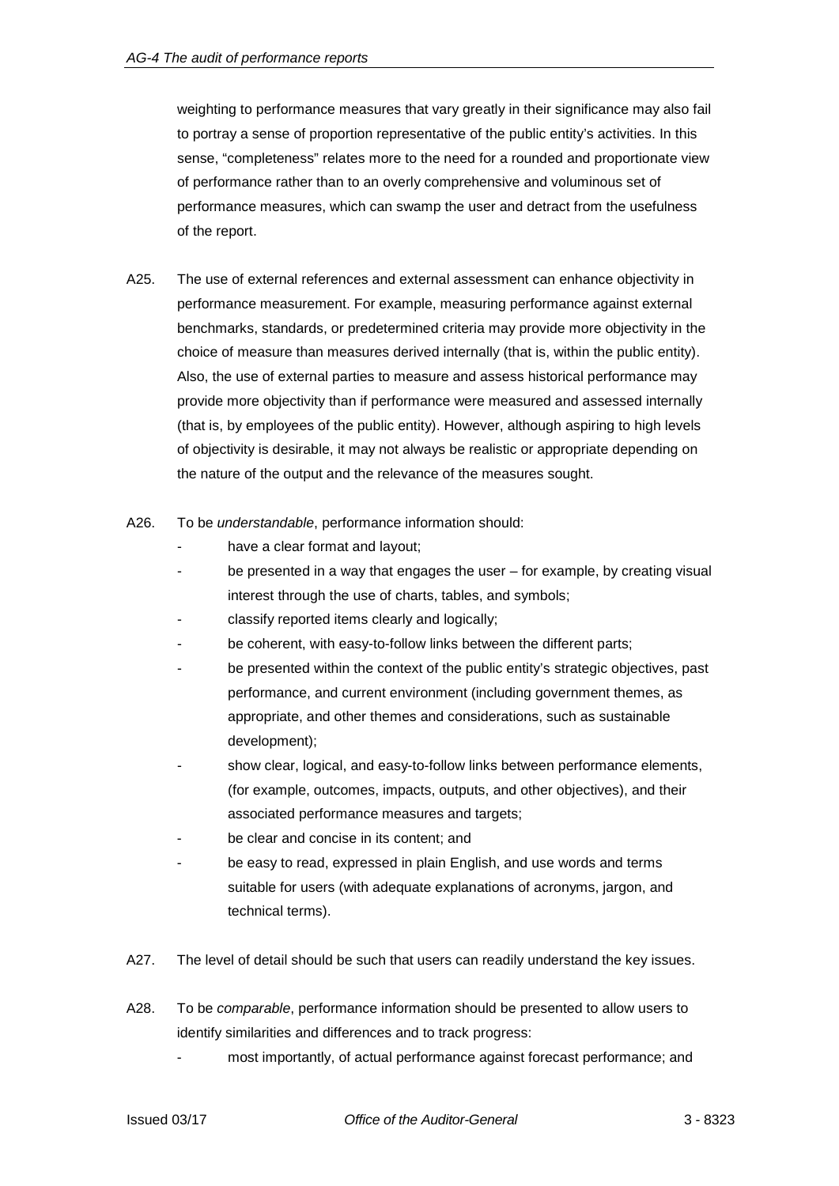weighting to performance measures that vary greatly in their significance may also fail to portray a sense of proportion representative of the public entity's activities. In this sense, "completeness" relates more to the need for a rounded and proportionate view of performance rather than to an overly comprehensive and voluminous set of performance measures, which can swamp the user and detract from the usefulness of the report.

A25. The use of external references and external assessment can enhance objectivity in performance measurement. For example, measuring performance against external benchmarks, standards, or predetermined criteria may provide more objectivity in the choice of measure than measures derived internally (that is, within the public entity). Also, the use of external parties to measure and assess historical performance may provide more objectivity than if performance were measured and assessed internally (that is, by employees of the public entity). However, although aspiring to high levels of objectivity is desirable, it may not always be realistic or appropriate depending on the nature of the output and the relevance of the measures sought.

A26. To be *understandable*, performance information should:

- have a clear format and layout;
- be presented in a way that engages the user – for example, by creating visual interest through the use of charts, tables, and symbols;
- classify reported items clearly and logically;
- be coherent, with easy-to-follow links between the different parts;
- be presented within the context of the public entity's strategic objectives, past performance, and current environment (including government themes, as appropriate, and other themes and considerations, such as sustainable development);
- show clear, logical, and easy-to-follow links between performance elements, (for example, outcomes, impacts, outputs, and other objectives), and their associated performance measures and targets;
- be clear and concise in its content; and
- be easy to read, expressed in plain English, and use words and terms suitable for users (with adequate explanations of acronyms, jargon, and technical terms).

A27. The level of detail should be such that users can readily understand the key issues.

A28. To be *comparable*, performance information should be presented to allow users to identify similarities and differences and to track progress:

- most importantly, of actual performance against forecast performance; and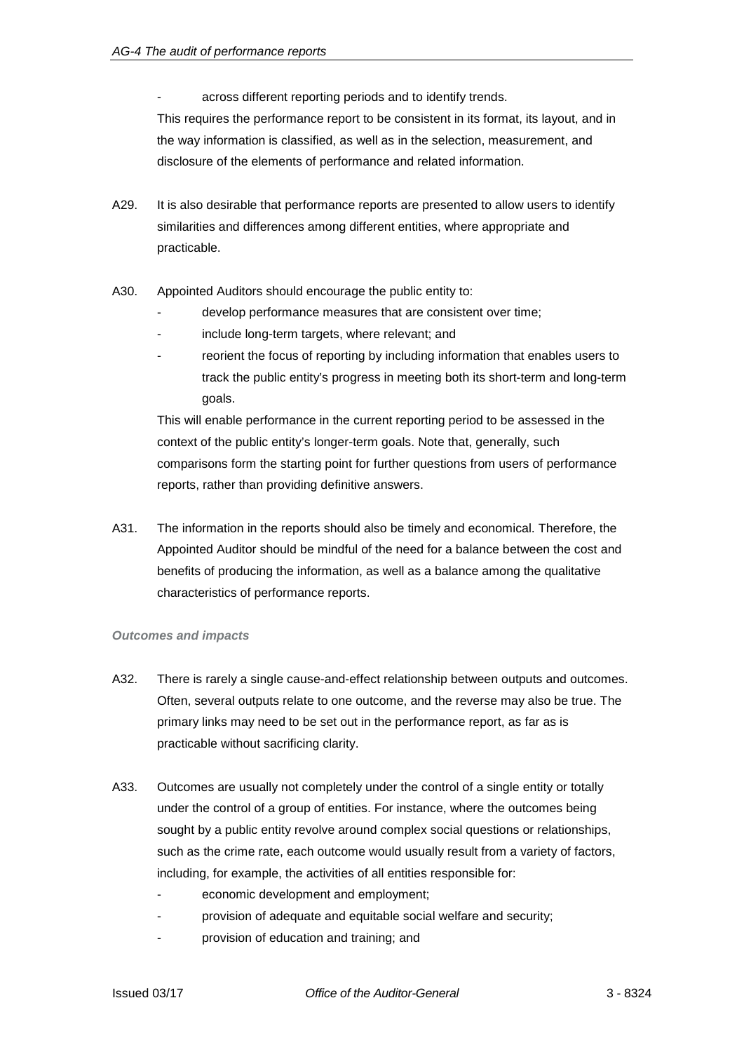- across different reporting periods and to identify trends.

This requires the performance report to be consistent in its format, its layout, and in the way information is classified, as well as in the selection, measurement, and disclosure of the elements of performance and related information.

A29. It is also desirable that performance reports are presented to allow users to identify similarities and differences among different entities, where appropriate and practicable.

A30. Appointed Auditors should encourage the public entity to:

- develop performance measures that are consistent over time;
- include long-term targets, where relevant; and
- reorient the focus of reporting by including information that enables users to track the public entity's progress in meeting both its short-term and long-term goals.

This will enable performance in the current reporting period to be assessed in the context of the public entity's longer-term goals. Note that, generally, such comparisons form the starting point for further questions from users of performance reports, rather than providing definitive answers.

A31. The information in the reports should also be timely and economical. Therefore, the Appointed Auditor should be mindful of the need for a balance between the cost and benefits of producing the information, as well as a balance among the qualitative characteristics of performance reports.

***Outcomes and impacts***

A32. There is rarely a single cause-and-effect relationship between outputs and outcomes. Often, several outputs relate to one outcome, and the reverse may also be true. The primary links may need to be set out in the performance report, as far as is practicable without sacrificing clarity.

A33. Outcomes are usually not completely under the control of a single entity or totally under the control of a group of entities. For instance, where the outcomes being sought by a public entity revolve around complex social questions or relationships, such as the crime rate, each outcome would usually result from a variety of factors, including, for example, the activities of all entities responsible for:

- economic development and employment;
- provision of adequate and equitable social welfare and security;
- provision of education and training; and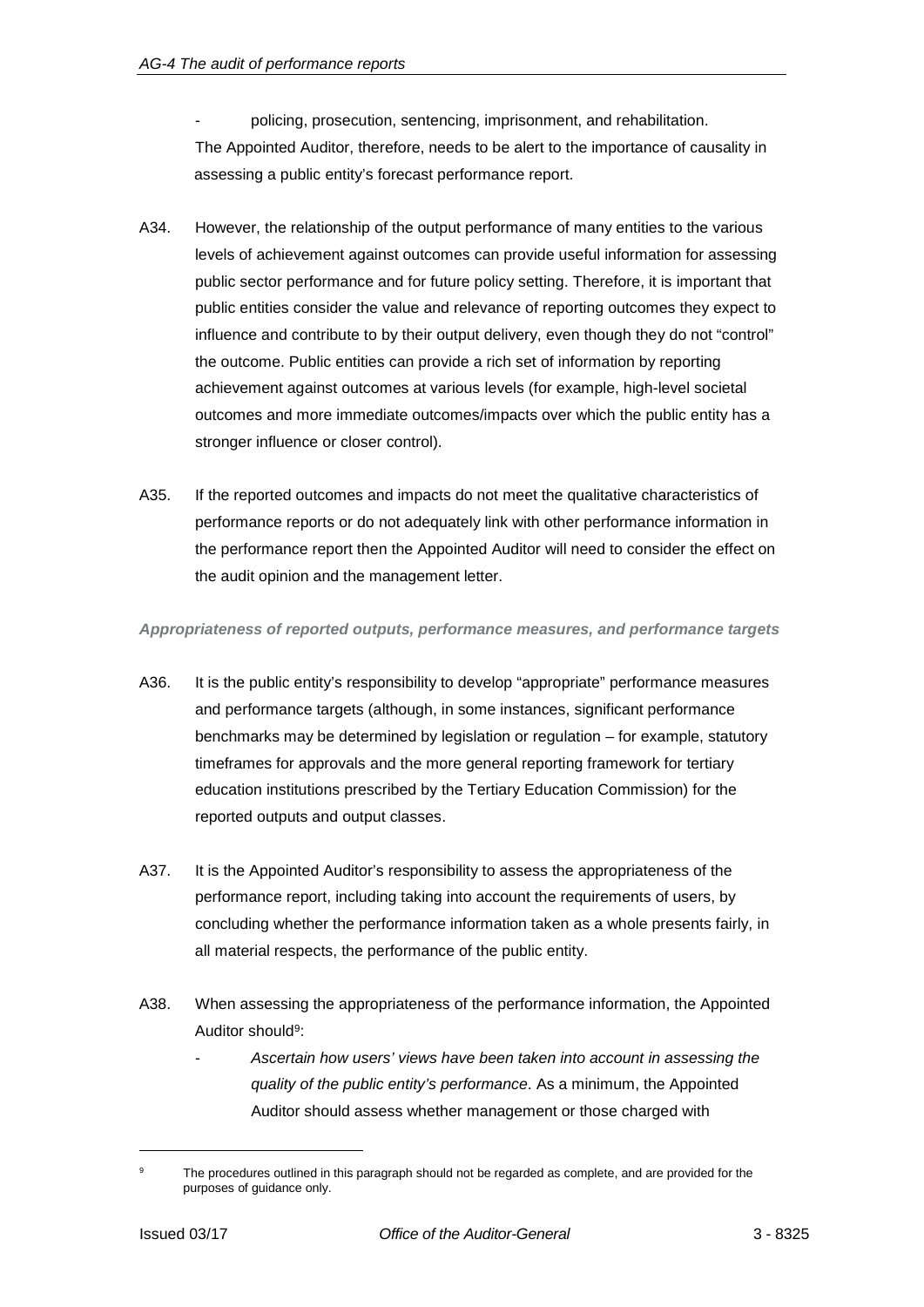- policing, prosecution, sentencing, imprisonment, and rehabilitation.

The Appointed Auditor, therefore, needs to be alert to the importance of causality in assessing a public entity's forecast performance report.

A34. However, the relationship of the output performance of many entities to the various levels of achievement against outcomes can provide useful information for assessing public sector performance and for future policy setting. Therefore, it is important that public entities consider the value and relevance of reporting outcomes they expect to influence and contribute to by their output delivery, even though they do not "control" the outcome. Public entities can provide a rich set of information by reporting achievement against outcomes at various levels (for example, high-level societal outcomes and more immediate outcomes/impacts over which the public entity has a stronger influence or closer control).

A35. If the reported outcomes and impacts do not meet the qualitative characteristics of performance reports or do not adequately link with other performance information in the performance report then the Appointed Auditor will need to consider the effect on the audit opinion and the management letter.

***Appropriateness of reported outputs, performance measures, and performance targets***

A36. It is the public entity's responsibility to develop "appropriate" performance measures and performance targets (although, in some instances, significant performance benchmarks may be determined by legislation or regulation – for example, statutory timeframes for approvals and the more general reporting framework for tertiary education institutions prescribed by the Tertiary Education Commission) for the reported outputs and output classes.

A37. It is the Appointed Auditor's responsibility to assess the appropriateness of the performance report, including taking into account the requirements of users, by concluding whether the performance information taken as a whole presents fairly, in all material respects, the performance of the public entity.

A38. When assessing the appropriateness of the performance information, the Appointed Auditor should[9]:

- *Ascertain how users' views have been taken into account in assessing the quality of the public entity's performance*. As a minimum, the Appointed Auditor should assess whether management or those charged with

[9] The procedures outlined in this paragraph should not be regarded as complete, and are provided for the purposes of guidance only.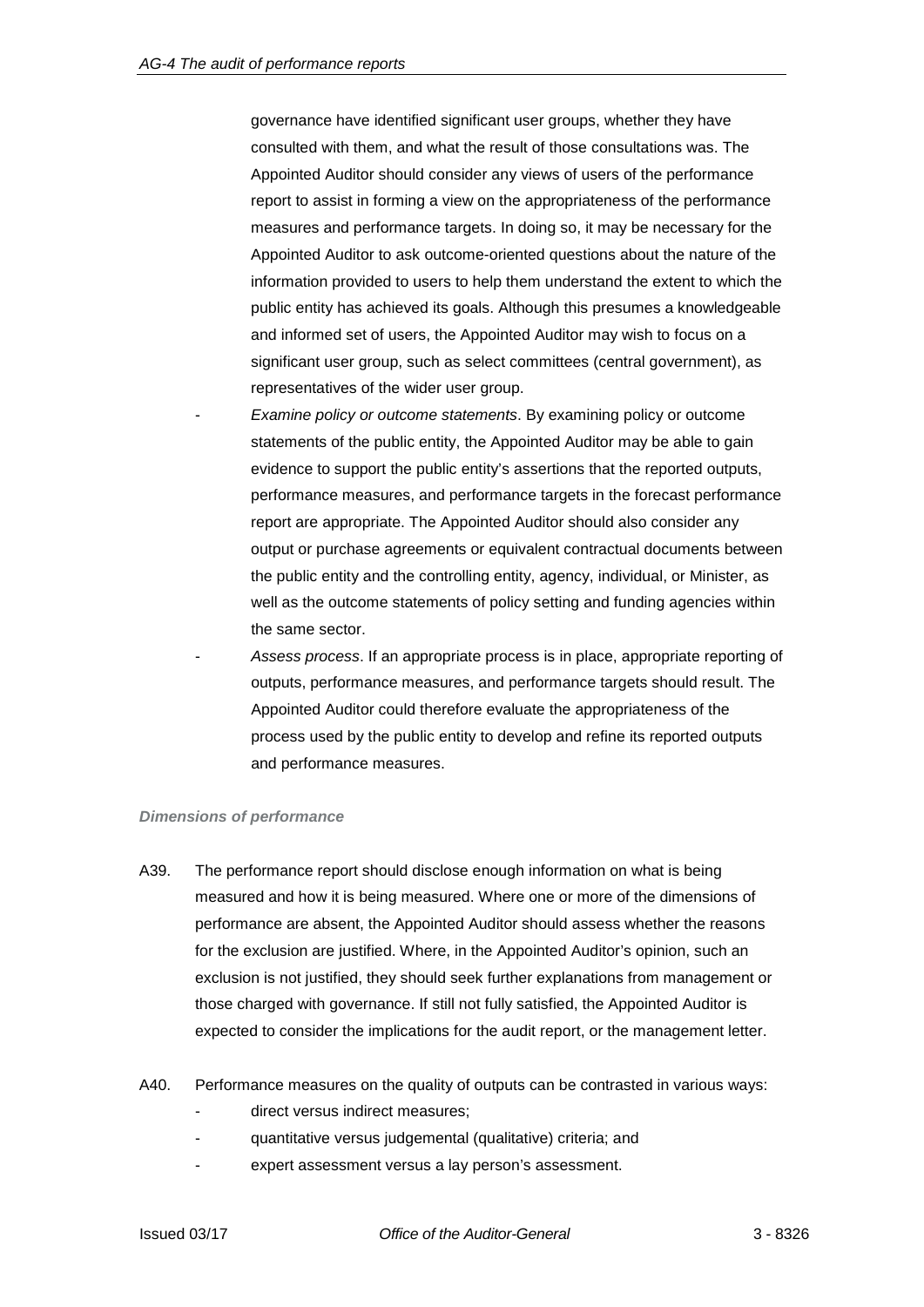governance have identified significant user groups, whether they have consulted with them, and what the result of those consultations was. The Appointed Auditor should consider any views of users of the performance report to assist in forming a view on the appropriateness of the performance measures and performance targets. In doing so, it may be necessary for the Appointed Auditor to ask outcome-oriented questions about the nature of the information provided to users to help them understand the extent to which the public entity has achieved its goals. Although this presumes a knowledgeable and informed set of users, the Appointed Auditor may wish to focus on a significant user group, such as select committees (central government), as representatives of the wider user group.

- *Examine policy or outcome statements*. By examining policy or outcome statements of the public entity, the Appointed Auditor may be able to gain evidence to support the public entity's assertions that the reported outputs, performance measures, and performance targets in the forecast performance report are appropriate. The Appointed Auditor should also consider any output or purchase agreements or equivalent contractual documents between the public entity and the controlling entity, agency, individual, or Minister, as well as the outcome statements of policy setting and funding agencies within the same sector.
- *Assess process*. If an appropriate process is in place, appropriate reporting of outputs, performance measures, and performance targets should result. The Appointed Auditor could therefore evaluate the appropriateness of the process used by the public entity to develop and refine its reported outputs and performance measures.

***Dimensions of performance***

A39. The performance report should disclose enough information on what is being measured and how it is being measured. Where one or more of the dimensions of performance are absent, the Appointed Auditor should assess whether the reasons for the exclusion are justified. Where, in the Appointed Auditor's opinion, such an exclusion is not justified, they should seek further explanations from management or those charged with governance. If still not fully satisfied, the Appointed Auditor is expected to consider the implications for the audit report, or the management letter.

A40. Performance measures on the quality of outputs can be contrasted in various ways:

- direct versus indirect measures;
- quantitative versus judgemental (qualitative) criteria; and
- expert assessment versus a lay person's assessment.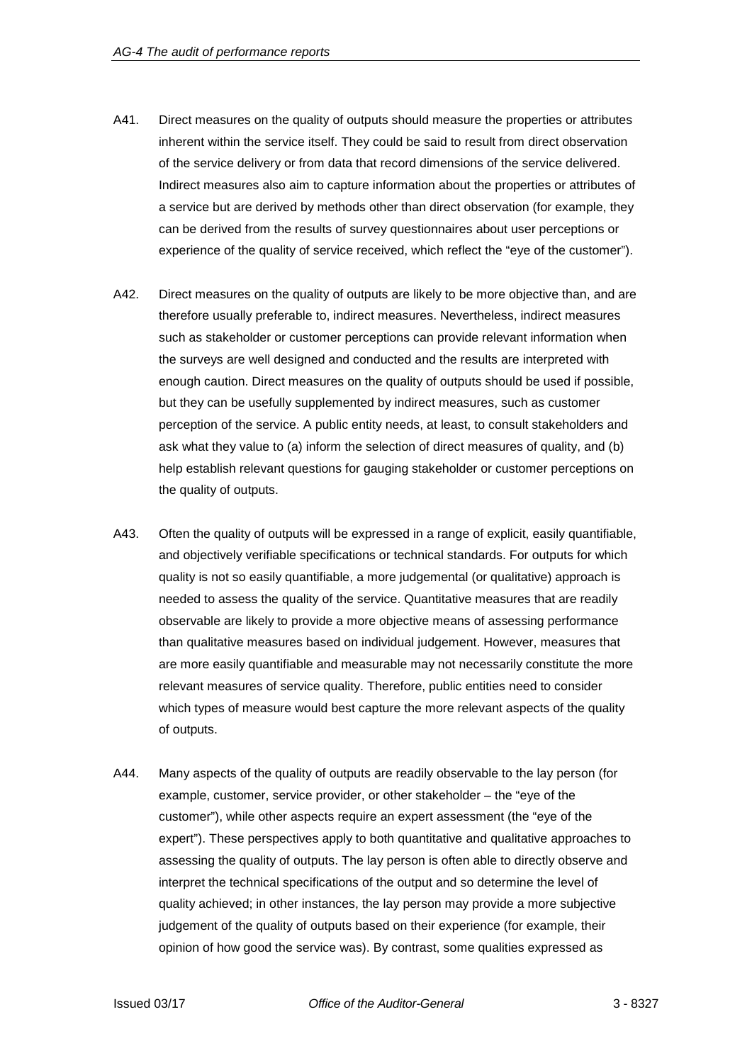A41. Direct measures on the quality of outputs should measure the properties or attributes inherent within the service itself. They could be said to result from direct observation of the service delivery or from data that record dimensions of the service delivered. Indirect measures also aim to capture information about the properties or attributes of a service but are derived by methods other than direct observation (for example, they can be derived from the results of survey questionnaires about user perceptions or experience of the quality of service received, which reflect the "eye of the customer").

A42. Direct measures on the quality of outputs are likely to be more objective than, and are therefore usually preferable to, indirect measures. Nevertheless, indirect measures such as stakeholder or customer perceptions can provide relevant information when the surveys are well designed and conducted and the results are interpreted with enough caution. Direct measures on the quality of outputs should be used if possible, but they can be usefully supplemented by indirect measures, such as customer perception of the service. A public entity needs, at least, to consult stakeholders and ask what they value to (a) inform the selection of direct measures of quality, and (b) help establish relevant questions for gauging stakeholder or customer perceptions on the quality of outputs.

A43. Often the quality of outputs will be expressed in a range of explicit, easily quantifiable, and objectively verifiable specifications or technical standards. For outputs for which quality is not so easily quantifiable, a more judgemental (or qualitative) approach is needed to assess the quality of the service. Quantitative measures that are readily observable are likely to provide a more objective means of assessing performance than qualitative measures based on individual judgement. However, measures that are more easily quantifiable and measurable may not necessarily constitute the more relevant measures of service quality. Therefore, public entities need to consider which types of measure would best capture the more relevant aspects of the quality of outputs.

A44. Many aspects of the quality of outputs are readily observable to the lay person (for example, customer, service provider, or other stakeholder – the "eye of the customer"), while other aspects require an expert assessment (the "eye of the expert"). These perspectives apply to both quantitative and qualitative approaches to assessing the quality of outputs. The lay person is often able to directly observe and interpret the technical specifications of the output and so determine the level of quality achieved; in other instances, the lay person may provide a more subjective judgement of the quality of outputs based on their experience (for example, their opinion of how good the service was). By contrast, some qualities expressed as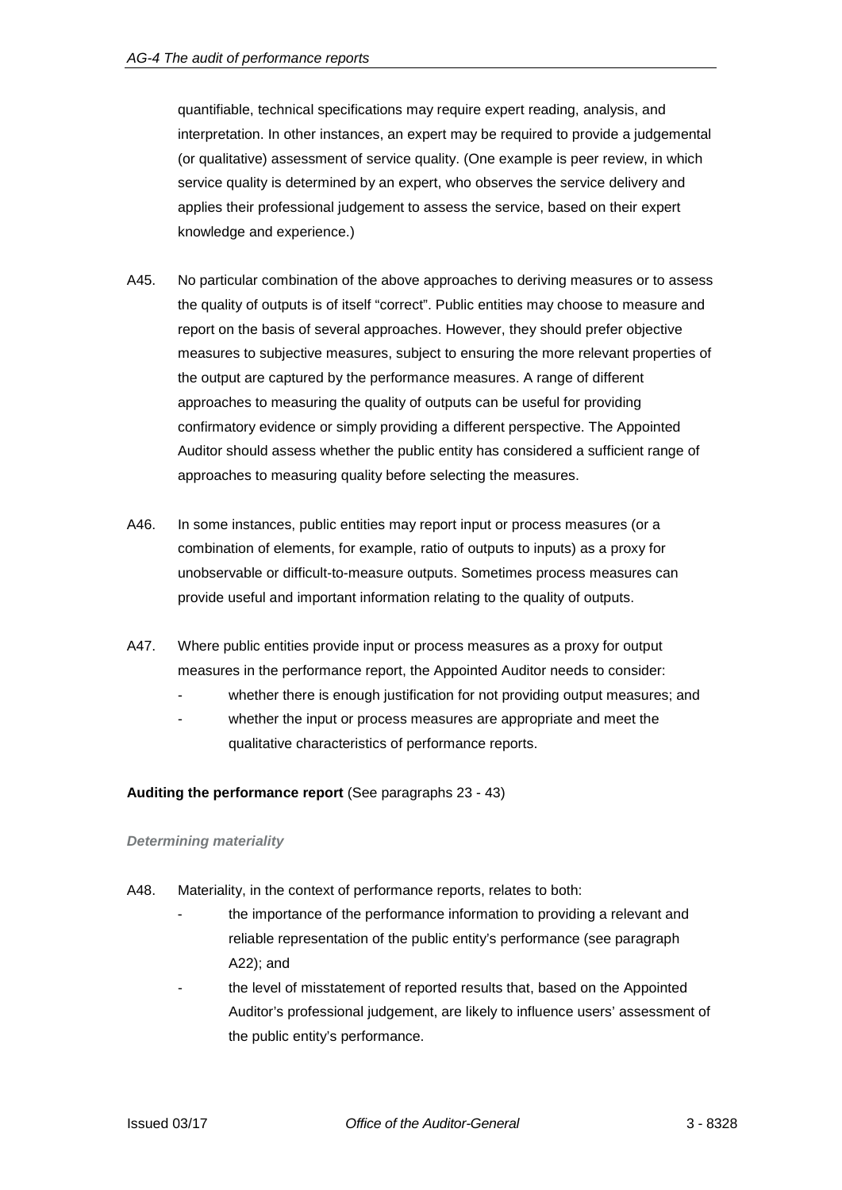quantifiable, technical specifications may require expert reading, analysis, and interpretation. In other instances, an expert may be required to provide a judgemental (or qualitative) assessment of service quality. (One example is peer review, in which service quality is determined by an expert, who observes the service delivery and applies their professional judgement to assess the service, based on their expert knowledge and experience.)

A45. No particular combination of the above approaches to deriving measures or to assess the quality of outputs is of itself "correct". Public entities may choose to measure and report on the basis of several approaches. However, they should prefer objective measures to subjective measures, subject to ensuring the more relevant properties of the output are captured by the performance measures. A range of different approaches to measuring the quality of outputs can be useful for providing confirmatory evidence or simply providing a different perspective. The Appointed Auditor should assess whether the public entity has considered a sufficient range of approaches to measuring quality before selecting the measures.

A46. In some instances, public entities may report input or process measures (or a combination of elements, for example, ratio of outputs to inputs) as a proxy for unobservable or difficult-to-measure outputs. Sometimes process measures can provide useful and important information relating to the quality of outputs.

A47. Where public entities provide input or process measures as a proxy for output measures in the performance report, the Appointed Auditor needs to consider:

- whether there is enough justification for not providing output measures; and
- whether the input or process measures are appropriate and meet the qualitative characteristics of performance reports.

**Auditing the performance report** (See paragraphs 23 - 43)

***Determining materiality***

A48. Materiality, in the context of performance reports, relates to both:

- the importance of the performance information to providing a relevant and reliable representation of the public entity's performance (see paragraph A22); and
- the level of misstatement of reported results that, based on the Appointed Auditor's professional judgement, are likely to influence users' assessment of the public entity's performance.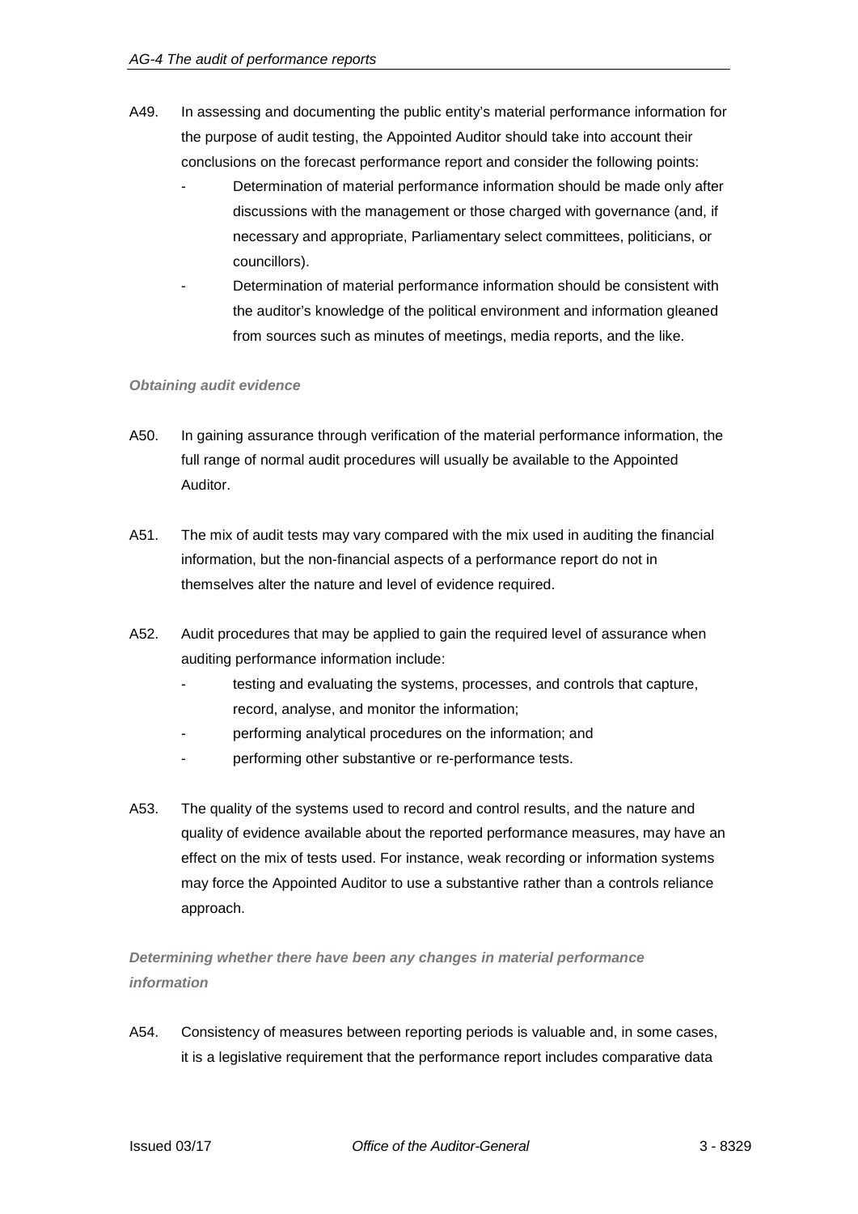A49. In assessing and documenting the public entity's material performance information for the purpose of audit testing, the Appointed Auditor should take into account their conclusions on the forecast performance report and consider the following points:

- Determination of material performance information should be made only after discussions with the management or those charged with governance (and, if necessary and appropriate, Parliamentary select committees, politicians, or councillors).
- Determination of material performance information should be consistent with the auditor's knowledge of the political environment and information gleaned from sources such as minutes of meetings, media reports, and the like.

***Obtaining audit evidence***

A50. In gaining assurance through verification of the material performance information, the full range of normal audit procedures will usually be available to the Appointed Auditor.

A51. The mix of audit tests may vary compared with the mix used in auditing the financial information, but the non-financial aspects of a performance report do not in themselves alter the nature and level of evidence required.

A52. Audit procedures that may be applied to gain the required level of assurance when auditing performance information include:

- testing and evaluating the systems, processes, and controls that capture, record, analyse, and monitor the information;
- performing analytical procedures on the information; and
- performing other substantive or re-performance tests.

A53. The quality of the systems used to record and control results, and the nature and quality of evidence available about the reported performance measures, may have an effect on the mix of tests used. For instance, weak recording or information systems may force the Appointed Auditor to use a substantive rather than a controls reliance approach.

***Determining whether there have been any changes in material performance information***

A54. Consistency of measures between reporting periods is valuable and, in some cases, it is a legislative requirement that the performance report includes comparative data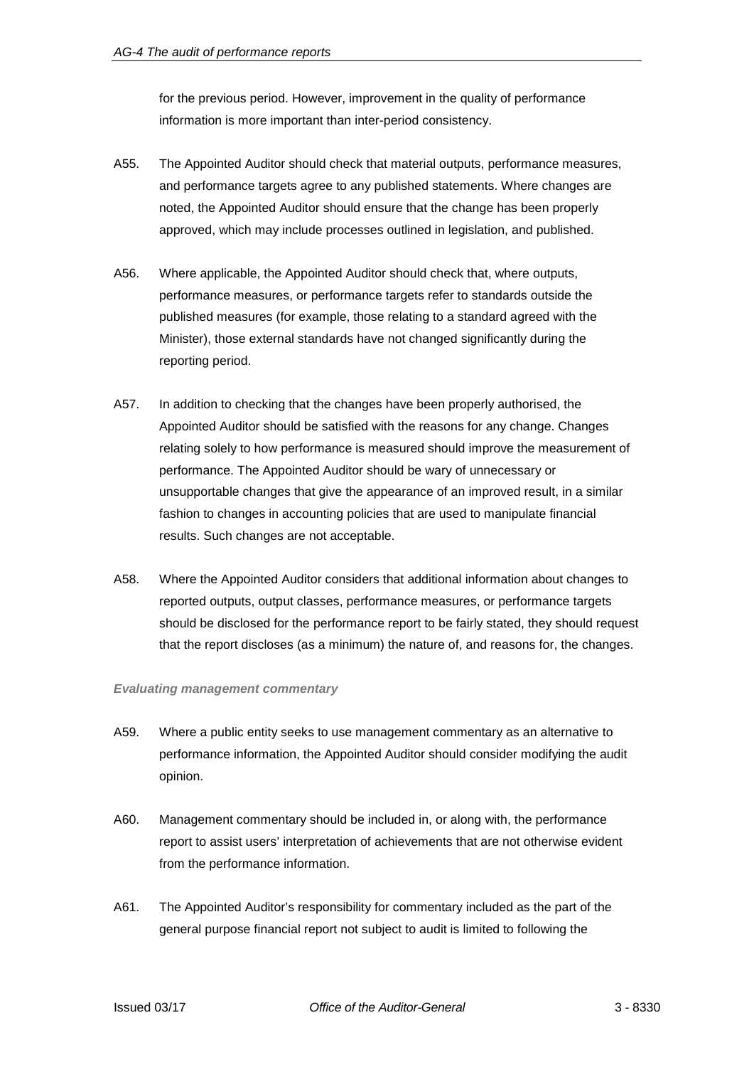for the previous period. However, improvement in the quality of performance information is more important than inter-period consistency.

A55. The Appointed Auditor should check that material outputs, performance measures, and performance targets agree to any published statements. Where changes are noted, the Appointed Auditor should ensure that the change has been properly approved, which may include processes outlined in legislation, and published.

A56. Where applicable, the Appointed Auditor should check that, where outputs, performance measures, or performance targets refer to standards outside the published measures (for example, those relating to a standard agreed with the Minister), those external standards have not changed significantly during the reporting period.

A57. In addition to checking that the changes have been properly authorised, the Appointed Auditor should be satisfied with the reasons for any change. Changes relating solely to how performance is measured should improve the measurement of performance. The Appointed Auditor should be wary of unnecessary or unsupportable changes that give the appearance of an improved result, in a similar fashion to changes in accounting policies that are used to manipulate financial results. Such changes are not acceptable.

A58. Where the Appointed Auditor considers that additional information about changes to reported outputs, output classes, performance measures, or performance targets should be disclosed for the performance report to be fairly stated, they should request that the report discloses (as a minimum) the nature of, and reasons for, the changes.

***Evaluating management commentary***

A59. Where a public entity seeks to use management commentary as an alternative to performance information, the Appointed Auditor should consider modifying the audit opinion.

A60. Management commentary should be included in, or along with, the performance report to assist users' interpretation of achievements that are not otherwise evident from the performance information.

A61. The Appointed Auditor's responsibility for commentary included as the part of the general purpose financial report not subject to audit is limited to following the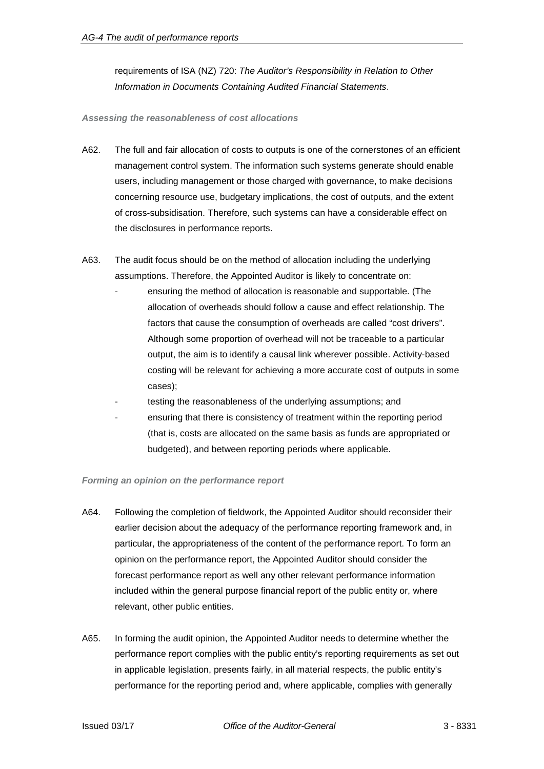requirements of ISA (NZ) 720: *The Auditor's Responsibility in Relation to Other Information in Documents Containing Audited Financial Statements*.

***Assessing the reasonableness of cost allocations***

A62. The full and fair allocation of costs to outputs is one of the cornerstones of an efficient management control system. The information such systems generate should enable users, including management or those charged with governance, to make decisions concerning resource use, budgetary implications, the cost of outputs, and the extent of cross-subsidisation. Therefore, such systems can have a considerable effect on the disclosures in performance reports.

A63. The audit focus should be on the method of allocation including the underlying assumptions. Therefore, the Appointed Auditor is likely to concentrate on:

- ensuring the method of allocation is reasonable and supportable. (The allocation of overheads should follow a cause and effect relationship. The factors that cause the consumption of overheads are called "cost drivers". Although some proportion of overhead will not be traceable to a particular output, the aim is to identify a causal link wherever possible. Activity-based costing will be relevant for achieving a more accurate cost of outputs in some cases);
- testing the reasonableness of the underlying assumptions; and
- ensuring that there is consistency of treatment within the reporting period (that is, costs are allocated on the same basis as funds are appropriated or budgeted), and between reporting periods where applicable.

***Forming an opinion on the performance report***

A64. Following the completion of fieldwork, the Appointed Auditor should reconsider their earlier decision about the adequacy of the performance reporting framework and, in particular, the appropriateness of the content of the performance report. To form an opinion on the performance report, the Appointed Auditor should consider the forecast performance report as well any other relevant performance information included within the general purpose financial report of the public entity or, where relevant, other public entities.

A65. In forming the audit opinion, the Appointed Auditor needs to determine whether the performance report complies with the public entity's reporting requirements as set out in applicable legislation, presents fairly, in all material respects, the public entity's performance for the reporting period and, where applicable, complies with generally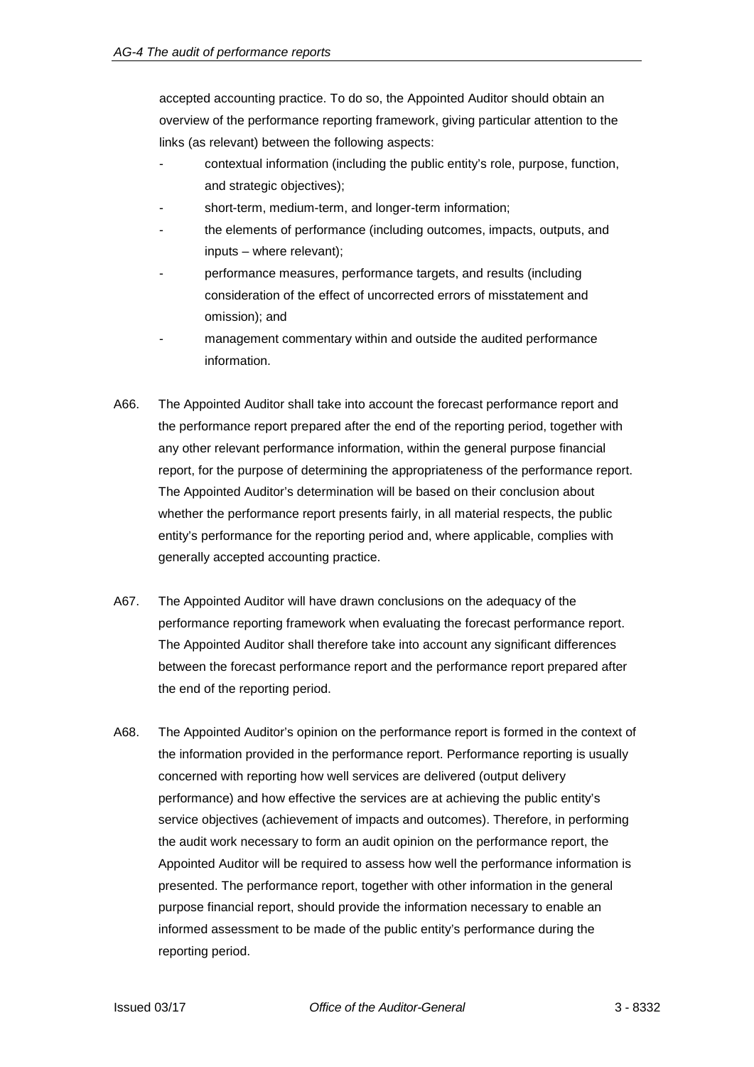accepted accounting practice. To do so, the Appointed Auditor should obtain an overview of the performance reporting framework, giving particular attention to the links (as relevant) between the following aspects:

- contextual information (including the public entity's role, purpose, function, and strategic objectives);
- short-term, medium-term, and longer-term information;
- the elements of performance (including outcomes, impacts, outputs, and inputs – where relevant);
- performance measures, performance targets, and results (including consideration of the effect of uncorrected errors of misstatement and omission); and
- management commentary within and outside the audited performance information.

A66. The Appointed Auditor shall take into account the forecast performance report and the performance report prepared after the end of the reporting period, together with any other relevant performance information, within the general purpose financial report, for the purpose of determining the appropriateness of the performance report. The Appointed Auditor's determination will be based on their conclusion about whether the performance report presents fairly, in all material respects, the public entity's performance for the reporting period and, where applicable, complies with generally accepted accounting practice.

A67. The Appointed Auditor will have drawn conclusions on the adequacy of the performance reporting framework when evaluating the forecast performance report. The Appointed Auditor shall therefore take into account any significant differences between the forecast performance report and the performance report prepared after the end of the reporting period.

A68. The Appointed Auditor's opinion on the performance report is formed in the context of the information provided in the performance report. Performance reporting is usually concerned with reporting how well services are delivered (output delivery performance) and how effective the services are at achieving the public entity's service objectives (achievement of impacts and outcomes). Therefore, in performing the audit work necessary to form an audit opinion on the performance report, the Appointed Auditor will be required to assess how well the performance information is presented. The performance report, together with other information in the general purpose financial report, should provide the information necessary to enable an informed assessment to be made of the public entity's performance during the reporting period.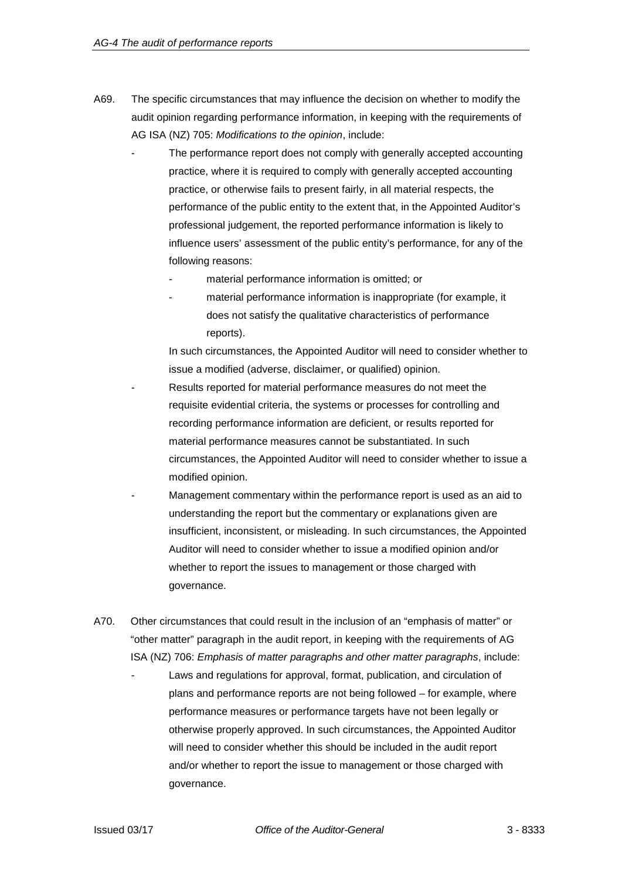A69. The specific circumstances that may influence the decision on whether to modify the audit opinion regarding performance information, in keeping with the requirements of AG ISA (NZ) 705: *Modifications to the opinion*, include:

- The performance report does not comply with generally accepted accounting practice, where it is required to comply with generally accepted accounting practice, or otherwise fails to present fairly, in all material respects, the performance of the public entity to the extent that, in the Appointed Auditor's professional judgement, the reported performance information is likely to influence users' assessment of the public entity's performance, for any of the following reasons:
  - material performance information is omitted; or
  - material performance information is inappropriate (for example, it does not satisfy the qualitative characteristics of performance reports).

  In such circumstances, the Appointed Auditor will need to consider whether to issue a modified (adverse, disclaimer, or qualified) opinion.
- Results reported for material performance measures do not meet the requisite evidential criteria, the systems or processes for controlling and recording performance information are deficient, or results reported for material performance measures cannot be substantiated. In such circumstances, the Appointed Auditor will need to consider whether to issue a modified opinion.
- Management commentary within the performance report is used as an aid to understanding the report but the commentary or explanations given are insufficient, inconsistent, or misleading. In such circumstances, the Appointed Auditor will need to consider whether to issue a modified opinion and/or whether to report the issues to management or those charged with governance.

A70. Other circumstances that could result in the inclusion of an "emphasis of matter" or "other matter" paragraph in the audit report, in keeping with the requirements of AG ISA (NZ) 706: *Emphasis of matter paragraphs and other matter paragraphs*, include:

- Laws and regulations for approval, format, publication, and circulation of plans and performance reports are not being followed – for example, where performance measures or performance targets have not been legally or otherwise properly approved. In such circumstances, the Appointed Auditor will need to consider whether this should be included in the audit report and/or whether to report the issue to management or those charged with governance.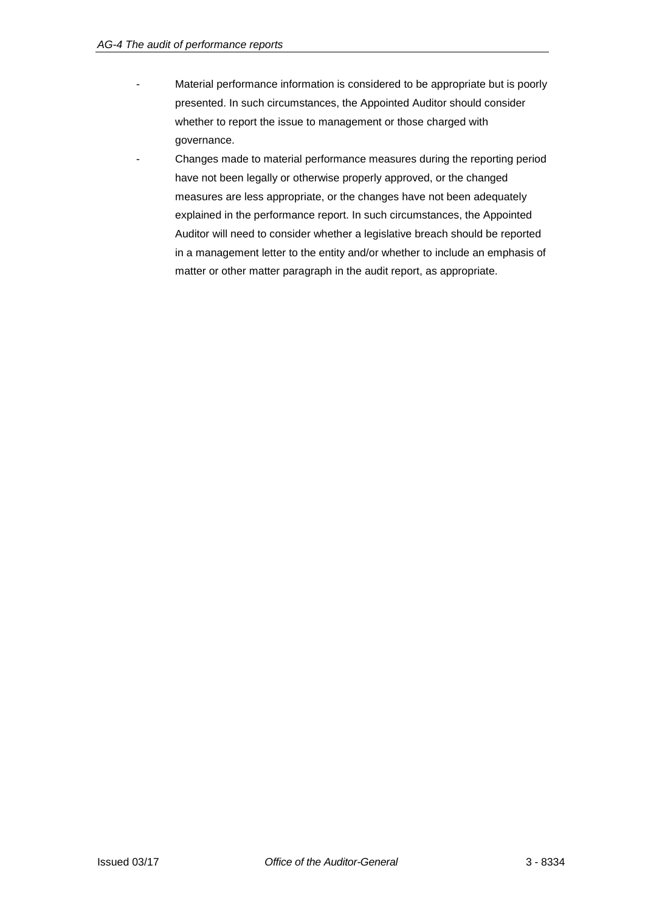- Material performance information is considered to be appropriate but is poorly presented. In such circumstances, the Appointed Auditor should consider whether to report the issue to management or those charged with governance.
- Changes made to material performance measures during the reporting period have not been legally or otherwise properly approved, or the changed measures are less appropriate, or the changes have not been adequately explained in the performance report. In such circumstances, the Appointed Auditor will need to consider whether a legislative breach should be reported in a management letter to the entity and/or whether to include an emphasis of matter or other matter paragraph in the audit report, as appropriate.